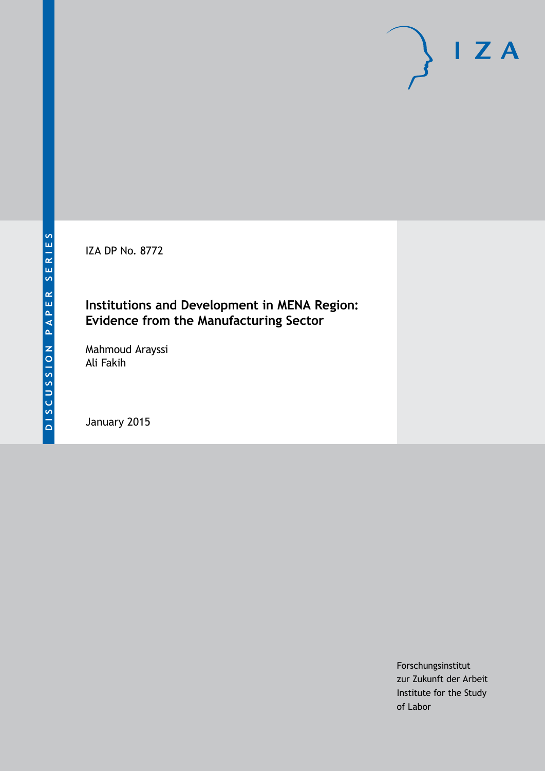DISCUSSION PAPER SERIES

IZA DP No. 8772

# Institutions and Development in MENA Region: Evidence from the Manufacturing Sector

Mahmoud Arayssi
Ali Fakih

January 2015

Forschungsinstitut
zur Zukunft der Arbeit
Institute for the Study
of Labor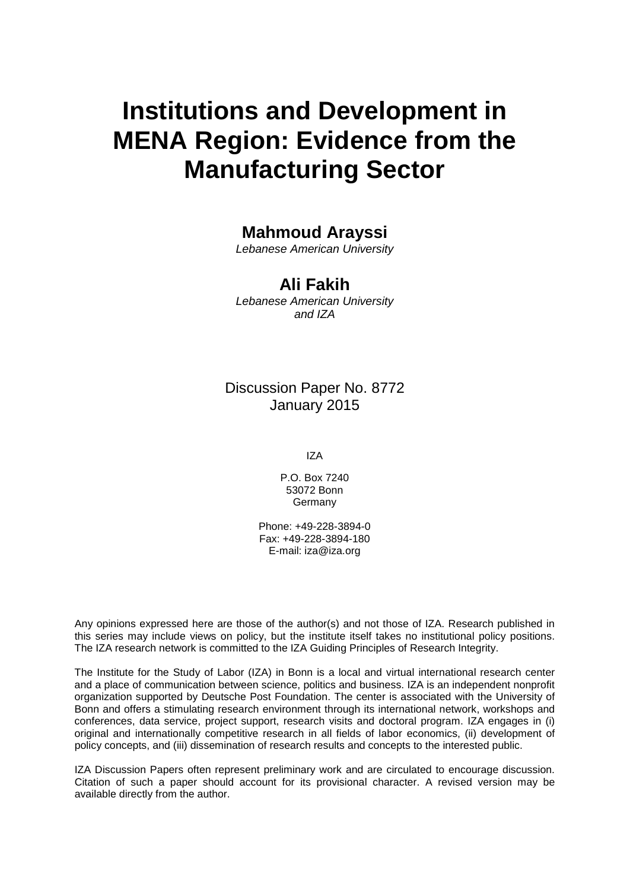# Institutions and Development in MENA Region: Evidence from the Manufacturing Sector

**Mahmoud Arayssi**
*Lebanese American University*

**Ali Fakih**
*Lebanese American University and IZA*

Discussion Paper No. 8772
January 2015

IZA

P.O. Box 7240
53072 Bonn
Germany

Phone: +49-228-3894-0
Fax: +49-228-3894-180
E-mail: iza@iza.org

Any opinions expressed here are those of the author(s) and not those of IZA. Research published in this series may include views on policy, but the institute itself takes no institutional policy positions. The IZA research network is committed to the IZA Guiding Principles of Research Integrity.

The Institute for the Study of Labor (IZA) in Bonn is a local and virtual international research center and a place of communication between science, politics and business. IZA is an independent nonprofit organization supported by Deutsche Post Foundation. The center is associated with the University of Bonn and offers a stimulating research environment through its international network, workshops and conferences, data service, project support, research visits and doctoral program. IZA engages in (i) original and internationally competitive research in all fields of labor economics, (ii) development of policy concepts, and (iii) dissemination of research results and concepts to the interested public.

IZA Discussion Papers often represent preliminary work and are circulated to encourage discussion. Citation of such a paper should account for its provisional character. A revised version may be available directly from the author.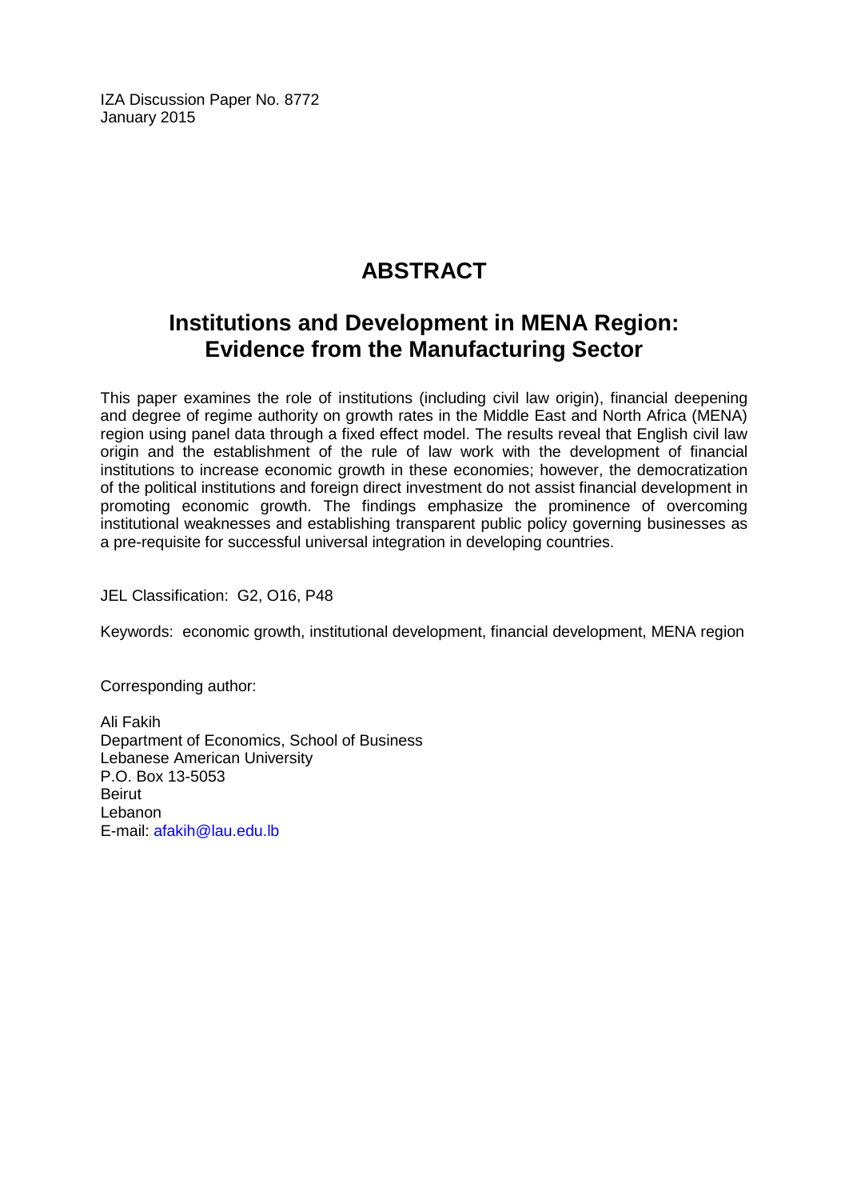IZA Discussion Paper No. 8772
January 2015

# ABSTRACT

## Institutions and Development in MENA Region: Evidence from the Manufacturing Sector

This paper examines the role of institutions (including civil law origin), financial deepening and degree of regime authority on growth rates in the Middle East and North Africa (MENA) region using panel data through a fixed effect model. The results reveal that English civil law origin and the establishment of the rule of law work with the development of financial institutions to increase economic growth in these economies; however, the democratization of the political institutions and foreign direct investment do not assist financial development in promoting economic growth. The findings emphasize the prominence of overcoming institutional weaknesses and establishing transparent public policy governing businesses as a pre-requisite for successful universal integration in developing countries.

JEL Classification: G2, O16, P48

Keywords: economic growth, institutional development, financial development, MENA region

Corresponding author:

Ali Fakih
Department of Economics, School of Business
Lebanese American University
P.O. Box 13-5053
Beirut
Lebanon
E-mail: afakih@lau.edu.lb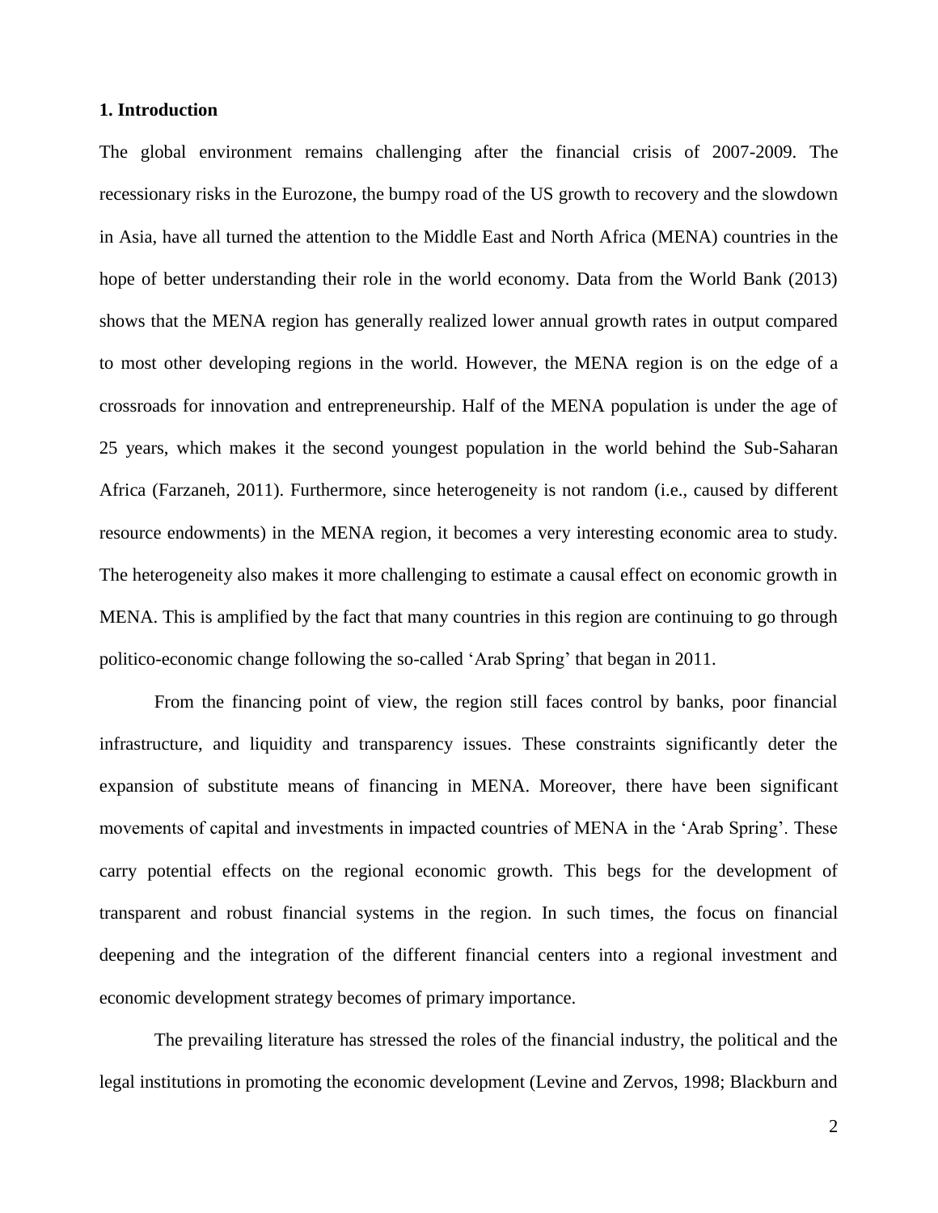## 1. Introduction

The global environment remains challenging after the financial crisis of 2007-2009. The recessionary risks in the Eurozone, the bumpy road of the US growth to recovery and the slowdown in Asia, have all turned the attention to the Middle East and North Africa (MENA) countries in the hope of better understanding their role in the world economy. Data from the World Bank (2013) shows that the MENA region has generally realized lower annual growth rates in output compared to most other developing regions in the world. However, the MENA region is on the edge of a crossroads for innovation and entrepreneurship. Half of the MENA population is under the age of 25 years, which makes it the second youngest population in the world behind the Sub-Saharan Africa (Farzaneh, 2011). Furthermore, since heterogeneity is not random (i.e., caused by different resource endowments) in the MENA region, it becomes a very interesting economic area to study. The heterogeneity also makes it more challenging to estimate a causal effect on economic growth in MENA. This is amplified by the fact that many countries in this region are continuing to go through politico-economic change following the so-called 'Arab Spring' that began in 2011.

From the financing point of view, the region still faces control by banks, poor financial infrastructure, and liquidity and transparency issues. These constraints significantly deter the expansion of substitute means of financing in MENA. Moreover, there have been significant movements of capital and investments in impacted countries of MENA in the 'Arab Spring'. These carry potential effects on the regional economic growth. This begs for the development of transparent and robust financial systems in the region. In such times, the focus on financial deepening and the integration of the different financial centers into a regional investment and economic development strategy becomes of primary importance.

The prevailing literature has stressed the roles of the financial industry, the political and the legal institutions in promoting the economic development (Levine and Zervos, 1998; Blackburn and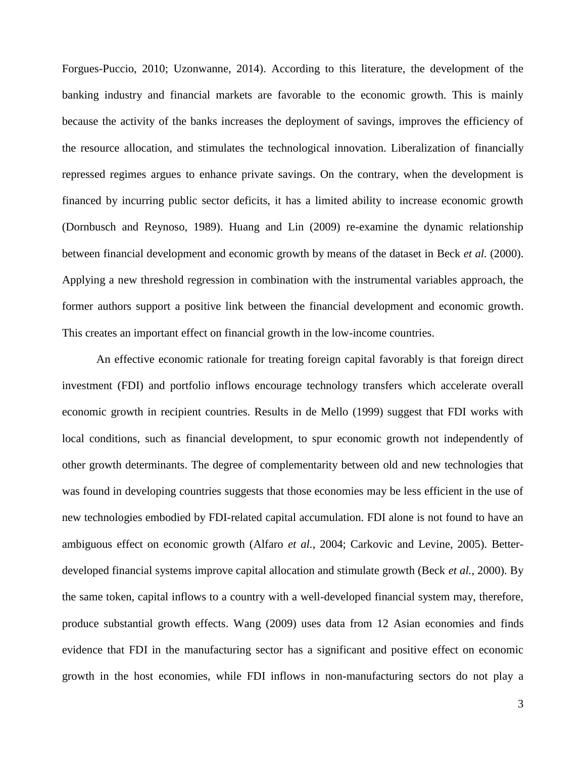Forgues-Puccio, 2010; Uzonwanne, 2014). According to this literature, the development of the banking industry and financial markets are favorable to the economic growth. This is mainly because the activity of the banks increases the deployment of savings, improves the efficiency of the resource allocation, and stimulates the technological innovation. Liberalization of financially repressed regimes argues to enhance private savings. On the contrary, when the development is financed by incurring public sector deficits, it has a limited ability to increase economic growth (Dornbusch and Reynoso, 1989). Huang and Lin (2009) re-examine the dynamic relationship between financial development and economic growth by means of the dataset in Beck *et al.* (2000). Applying a new threshold regression in combination with the instrumental variables approach, the former authors support a positive link between the financial development and economic growth. This creates an important effect on financial growth in the low-income countries.

An effective economic rationale for treating foreign capital favorably is that foreign direct investment (FDI) and portfolio inflows encourage technology transfers which accelerate overall economic growth in recipient countries. Results in de Mello (1999) suggest that FDI works with local conditions, such as financial development, to spur economic growth not independently of other growth determinants. The degree of complementarity between old and new technologies that was found in developing countries suggests that those economies may be less efficient in the use of new technologies embodied by FDI-related capital accumulation. FDI alone is not found to have an ambiguous effect on economic growth (Alfaro *et al.*, 2004; Carkovic and Levine, 2005). Better-developed financial systems improve capital allocation and stimulate growth (Beck *et al.*, 2000). By the same token, capital inflows to a country with a well-developed financial system may, therefore, produce substantial growth effects. Wang (2009) uses data from 12 Asian economies and finds evidence that FDI in the manufacturing sector has a significant and positive effect on economic growth in the host economies, while FDI inflows in non-manufacturing sectors do not play a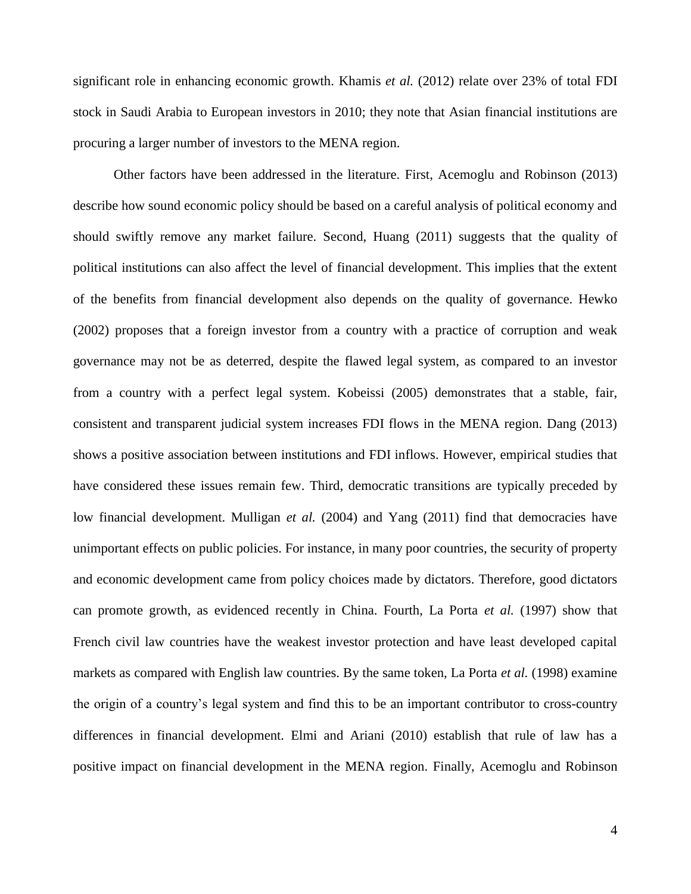significant role in enhancing economic growth. Khamis *et al.* (2012) relate over 23% of total FDI stock in Saudi Arabia to European investors in 2010; they note that Asian financial institutions are procuring a larger number of investors to the MENA region.

Other factors have been addressed in the literature. First, Acemoglu and Robinson (2013) describe how sound economic policy should be based on a careful analysis of political economy and should swiftly remove any market failure. Second, Huang (2011) suggests that the quality of political institutions can also affect the level of financial development. This implies that the extent of the benefits from financial development also depends on the quality of governance. Hewko (2002) proposes that a foreign investor from a country with a practice of corruption and weak governance may not be as deterred, despite the flawed legal system, as compared to an investor from a country with a perfect legal system. Kobeissi (2005) demonstrates that a stable, fair, consistent and transparent judicial system increases FDI flows in the MENA region. Dang (2013) shows a positive association between institutions and FDI inflows. However, empirical studies that have considered these issues remain few. Third, democratic transitions are typically preceded by low financial development. Mulligan *et al.* (2004) and Yang (2011) find that democracies have unimportant effects on public policies. For instance, in many poor countries, the security of property and economic development came from policy choices made by dictators. Therefore, good dictators can promote growth, as evidenced recently in China. Fourth, La Porta *et al.* (1997) show that French civil law countries have the weakest investor protection and have least developed capital markets as compared with English law countries. By the same token, La Porta *et al.* (1998) examine the origin of a country's legal system and find this to be an important contributor to cross-country differences in financial development. Elmi and Ariani (2010) establish that rule of law has a positive impact on financial development in the MENA region. Finally, Acemoglu and Robinson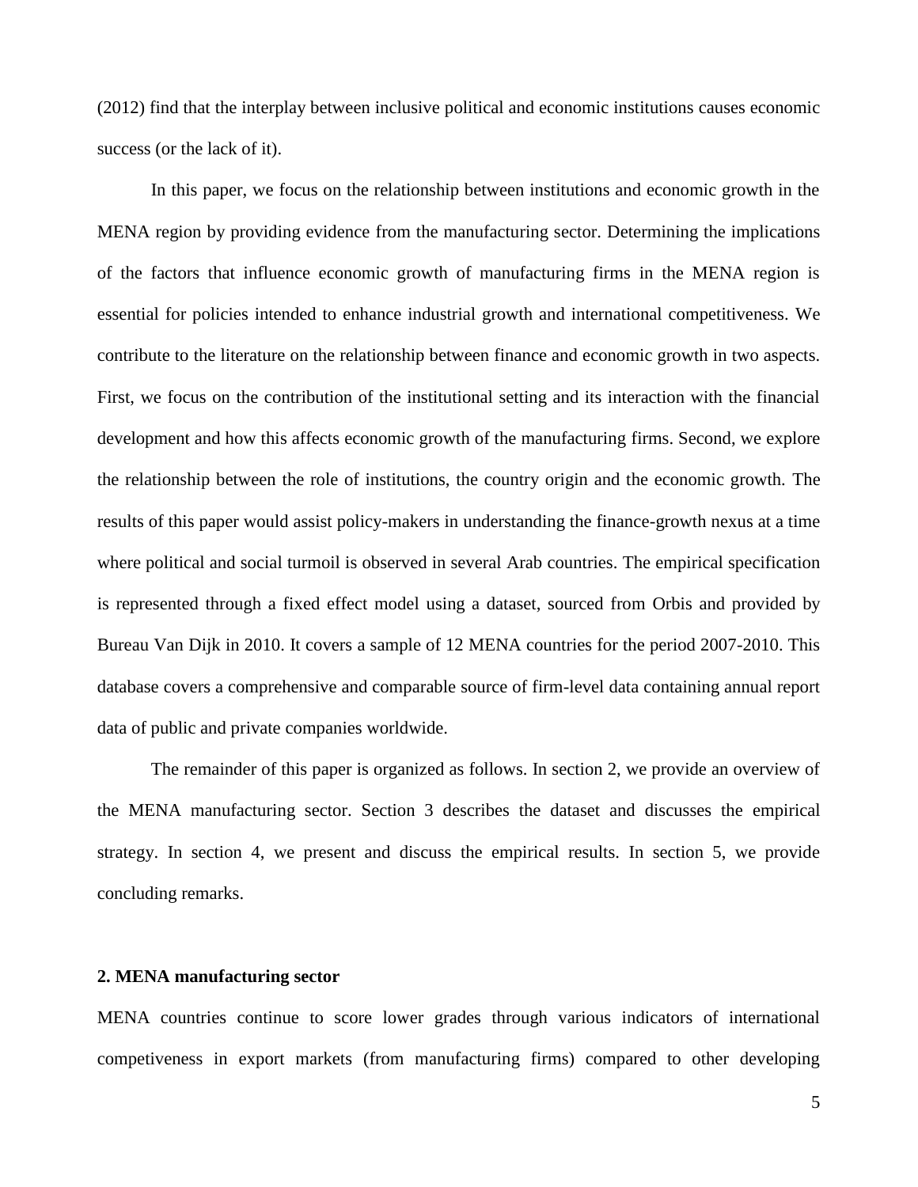(2012) find that the interplay between inclusive political and economic institutions causes economic success (or the lack of it).

In this paper, we focus on the relationship between institutions and economic growth in the MENA region by providing evidence from the manufacturing sector. Determining the implications of the factors that influence economic growth of manufacturing firms in the MENA region is essential for policies intended to enhance industrial growth and international competitiveness. We contribute to the literature on the relationship between finance and economic growth in two aspects. First, we focus on the contribution of the institutional setting and its interaction with the financial development and how this affects economic growth of the manufacturing firms. Second, we explore the relationship between the role of institutions, the country origin and the economic growth. The results of this paper would assist policy-makers in understanding the finance-growth nexus at a time where political and social turmoil is observed in several Arab countries. The empirical specification is represented through a fixed effect model using a dataset, sourced from Orbis and provided by Bureau Van Dijk in 2010. It covers a sample of 12 MENA countries for the period 2007-2010. This database covers a comprehensive and comparable source of firm-level data containing annual report data of public and private companies worldwide.

The remainder of this paper is organized as follows. In section 2, we provide an overview of the MENA manufacturing sector. Section 3 describes the dataset and discusses the empirical strategy. In section 4, we present and discuss the empirical results. In section 5, we provide concluding remarks.

## 2. MENA manufacturing sector

MENA countries continue to score lower grades through various indicators of international competiveness in export markets (from manufacturing firms) compared to other developing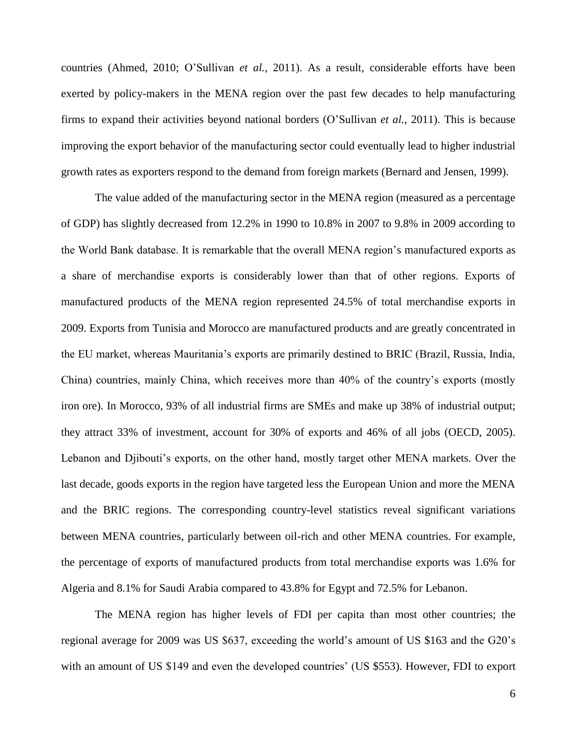countries (Ahmed, 2010; O'Sullivan *et al.*, 2011). As a result, considerable efforts have been exerted by policy-makers in the MENA region over the past few decades to help manufacturing firms to expand their activities beyond national borders (O'Sullivan *et al.*, 2011). This is because improving the export behavior of the manufacturing sector could eventually lead to higher industrial growth rates as exporters respond to the demand from foreign markets (Bernard and Jensen, 1999).

The value added of the manufacturing sector in the MENA region (measured as a percentage of GDP) has slightly decreased from 12.2% in 1990 to 10.8% in 2007 to 9.8% in 2009 according to the World Bank database. It is remarkable that the overall MENA region's manufactured exports as a share of merchandise exports is considerably lower than that of other regions. Exports of manufactured products of the MENA region represented 24.5% of total merchandise exports in 2009. Exports from Tunisia and Morocco are manufactured products and are greatly concentrated in the EU market, whereas Mauritania's exports are primarily destined to BRIC (Brazil, Russia, India, China) countries, mainly China, which receives more than 40% of the country's exports (mostly iron ore). In Morocco, 93% of all industrial firms are SMEs and make up 38% of industrial output; they attract 33% of investment, account for 30% of exports and 46% of all jobs (OECD, 2005). Lebanon and Djibouti's exports, on the other hand, mostly target other MENA markets. Over the last decade, goods exports in the region have targeted less the European Union and more the MENA and the BRIC regions. The corresponding country-level statistics reveal significant variations between MENA countries, particularly between oil-rich and other MENA countries. For example, the percentage of exports of manufactured products from total merchandise exports was 1.6% for Algeria and 8.1% for Saudi Arabia compared to 43.8% for Egypt and 72.5% for Lebanon.

The MENA region has higher levels of FDI per capita than most other countries; the regional average for 2009 was US $637, exceeding the world's amount of US $163 and the G20's with an amount of US $149 and even the developed countries' (US $553). However, FDI to export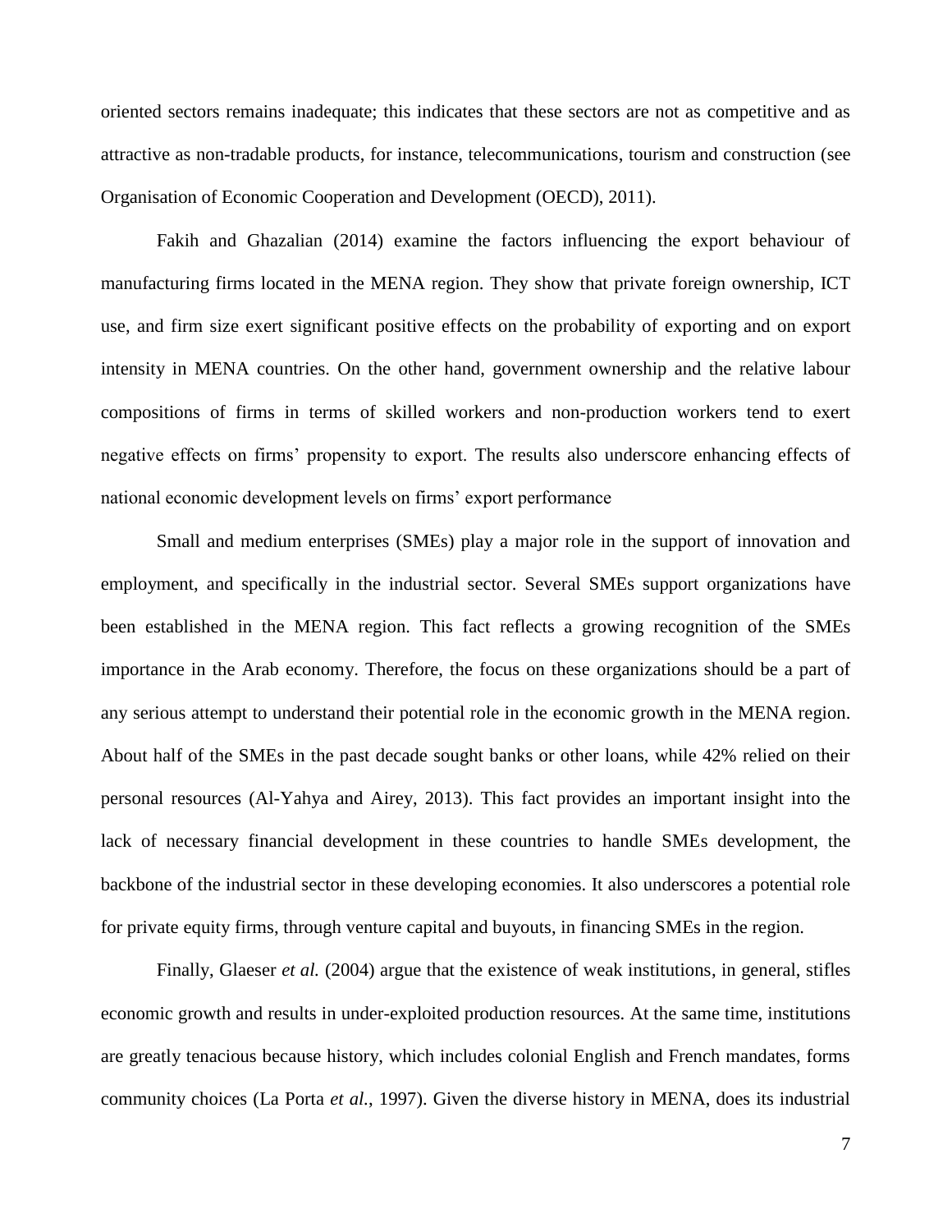oriented sectors remains inadequate; this indicates that these sectors are not as competitive and as attractive as non-tradable products, for instance, telecommunications, tourism and construction (see Organisation of Economic Cooperation and Development (OECD), 2011).

Fakih and Ghazalian (2014) examine the factors influencing the export behaviour of manufacturing firms located in the MENA region. They show that private foreign ownership, ICT use, and firm size exert significant positive effects on the probability of exporting and on export intensity in MENA countries. On the other hand, government ownership and the relative labour compositions of firms in terms of skilled workers and non-production workers tend to exert negative effects on firms' propensity to export. The results also underscore enhancing effects of national economic development levels on firms' export performance

Small and medium enterprises (SMEs) play a major role in the support of innovation and employment, and specifically in the industrial sector. Several SMEs support organizations have been established in the MENA region. This fact reflects a growing recognition of the SMEs importance in the Arab economy. Therefore, the focus on these organizations should be a part of any serious attempt to understand their potential role in the economic growth in the MENA region. About half of the SMEs in the past decade sought banks or other loans, while 42% relied on their personal resources (Al-Yahya and Airey, 2013). This fact provides an important insight into the lack of necessary financial development in these countries to handle SMEs development, the backbone of the industrial sector in these developing economies. It also underscores a potential role for private equity firms, through venture capital and buyouts, in financing SMEs in the region.

Finally, Glaeser *et al.* (2004) argue that the existence of weak institutions, in general, stifles economic growth and results in under-exploited production resources. At the same time, institutions are greatly tenacious because history, which includes colonial English and French mandates, forms community choices (La Porta *et al.*, 1997). Given the diverse history in MENA, does its industrial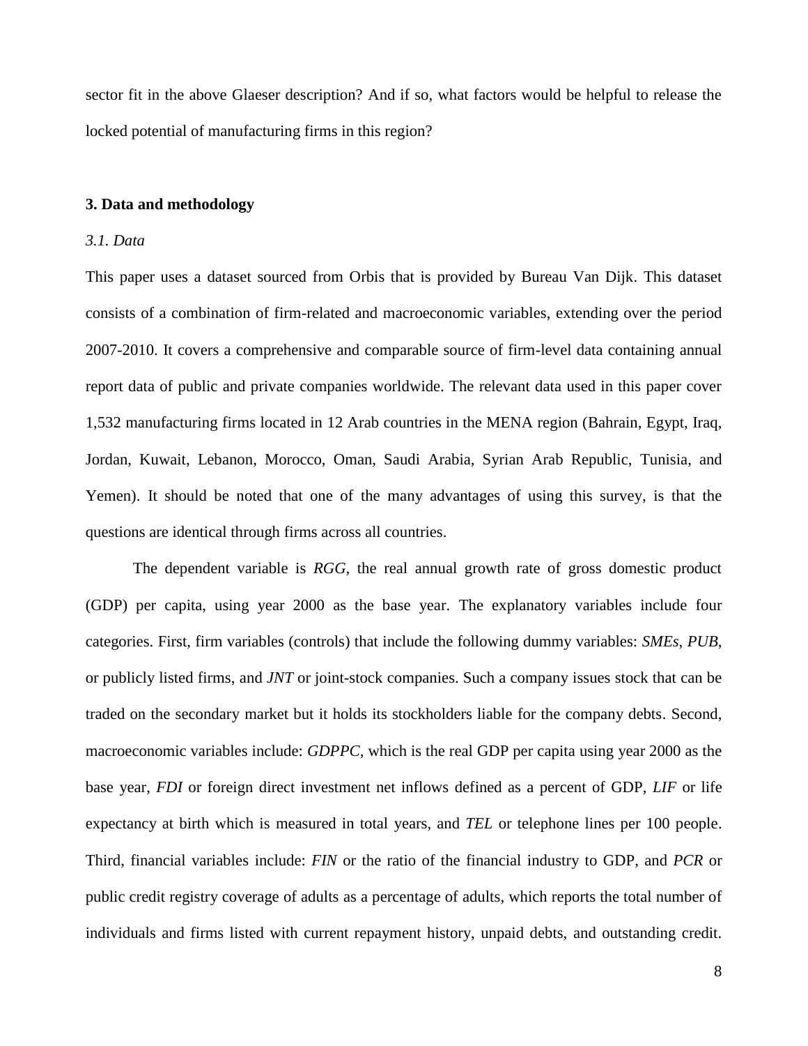sector fit in the above Glaeser description? And if so, what factors would be helpful to release the locked potential of manufacturing firms in this region?

## 3. Data and methodology

### *3.1. Data*

This paper uses a dataset sourced from Orbis that is provided by Bureau Van Dijk. This dataset consists of a combination of firm-related and macroeconomic variables, extending over the period 2007-2010. It covers a comprehensive and comparable source of firm-level data containing annual report data of public and private companies worldwide. The relevant data used in this paper cover 1,532 manufacturing firms located in 12 Arab countries in the MENA region (Bahrain, Egypt, Iraq, Jordan, Kuwait, Lebanon, Morocco, Oman, Saudi Arabia, Syrian Arab Republic, Tunisia, and Yemen). It should be noted that one of the many advantages of using this survey, is that the questions are identical through firms across all countries.

The dependent variable is *RGG*, the real annual growth rate of gross domestic product (GDP) per capita, using year 2000 as the base year. The explanatory variables include four categories. First, firm variables (controls) that include the following dummy variables: *SMEs*, *PUB*, or publicly listed firms, and *JNT* or joint-stock companies. Such a company issues stock that can be traded on the secondary market but it holds its stockholders liable for the company debts. Second, macroeconomic variables include: *GDPPC*, which is the real GDP per capita using year 2000 as the base year, *FDI* or foreign direct investment net inflows defined as a percent of GDP, *LIF* or life expectancy at birth which is measured in total years, and *TEL* or telephone lines per 100 people. Third, financial variables include: *FIN* or the ratio of the financial industry to GDP, and *PCR* or public credit registry coverage of adults as a percentage of adults, which reports the total number of individuals and firms listed with current repayment history, unpaid debts, and outstanding credit.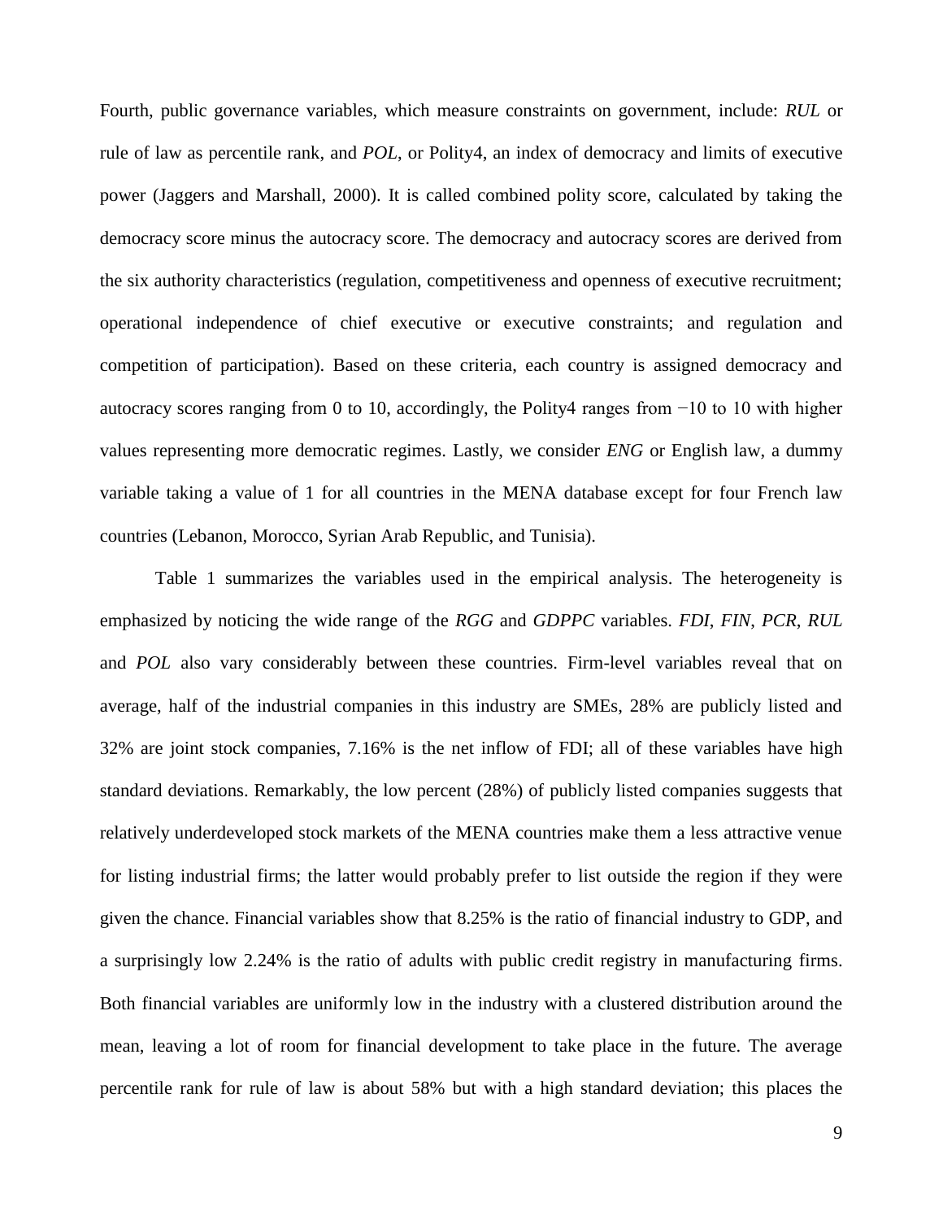Fourth, public governance variables, which measure constraints on government, include: *RUL* or rule of law as percentile rank, and *POL*, or Polity4, an index of democracy and limits of executive power (Jaggers and Marshall, 2000). It is called combined polity score, calculated by taking the democracy score minus the autocracy score. The democracy and autocracy scores are derived from the six authority characteristics (regulation, competitiveness and openness of executive recruitment; operational independence of chief executive or executive constraints; and regulation and competition of participation). Based on these criteria, each country is assigned democracy and autocracy scores ranging from 0 to 10, accordingly, the Polity4 ranges from −10 to 10 with higher values representing more democratic regimes. Lastly, we consider *ENG* or English law, a dummy variable taking a value of 1 for all countries in the MENA database except for four French law countries (Lebanon, Morocco, Syrian Arab Republic, and Tunisia).

Table 1 summarizes the variables used in the empirical analysis. The heterogeneity is emphasized by noticing the wide range of the *RGG* and *GDPPC* variables. *FDI*, *FIN*, *PCR*, *RUL* and *POL* also vary considerably between these countries. Firm-level variables reveal that on average, half of the industrial companies in this industry are SMEs, 28% are publicly listed and 32% are joint stock companies, 7.16% is the net inflow of FDI; all of these variables have high standard deviations. Remarkably, the low percent (28%) of publicly listed companies suggests that relatively underdeveloped stock markets of the MENA countries make them a less attractive venue for listing industrial firms; the latter would probably prefer to list outside the region if they were given the chance. Financial variables show that 8.25% is the ratio of financial industry to GDP, and a surprisingly low 2.24% is the ratio of adults with public credit registry in manufacturing firms. Both financial variables are uniformly low in the industry with a clustered distribution around the mean, leaving a lot of room for financial development to take place in the future. The average percentile rank for rule of law is about 58% but with a high standard deviation; this places the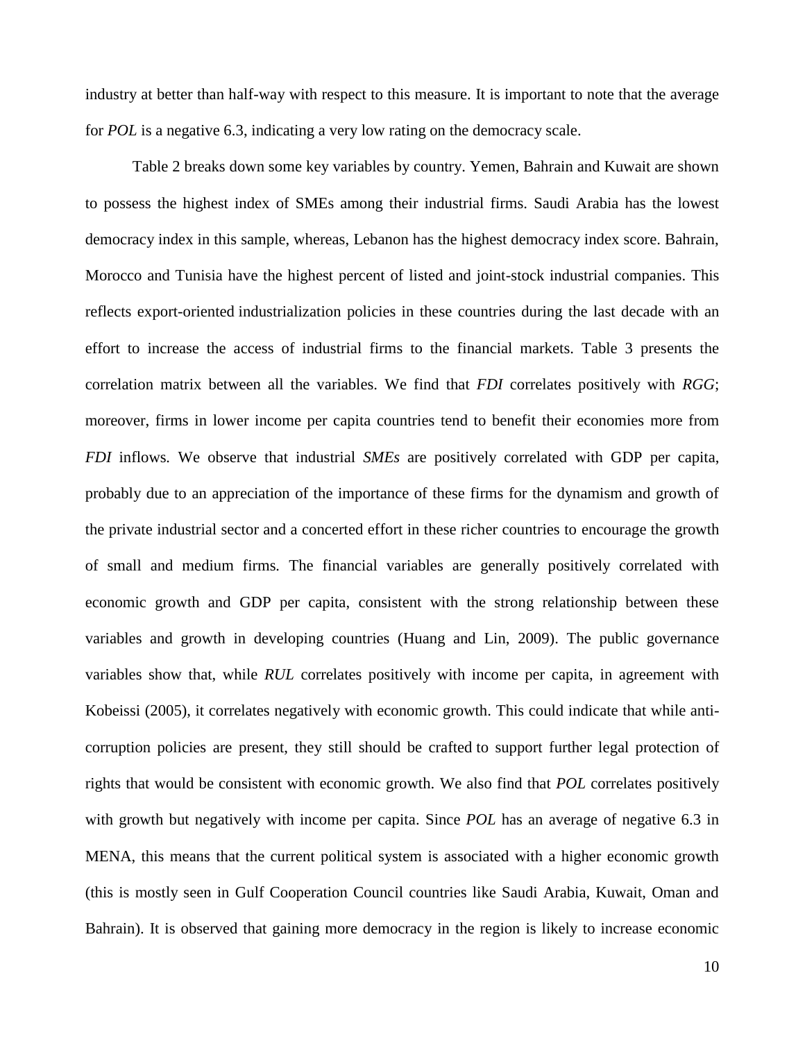industry at better than half-way with respect to this measure. It is important to note that the average for *POL* is a negative 6.3, indicating a very low rating on the democracy scale.

Table 2 breaks down some key variables by country. Yemen, Bahrain and Kuwait are shown to possess the highest index of SMEs among their industrial firms. Saudi Arabia has the lowest democracy index in this sample, whereas, Lebanon has the highest democracy index score. Bahrain, Morocco and Tunisia have the highest percent of listed and joint-stock industrial companies. This reflects export-oriented industrialization policies in these countries during the last decade with an effort to increase the access of industrial firms to the financial markets. Table 3 presents the correlation matrix between all the variables. We find that *FDI* correlates positively with *RGG*; moreover, firms in lower income per capita countries tend to benefit their economies more from *FDI* inflows. We observe that industrial *SMEs* are positively correlated with GDP per capita, probably due to an appreciation of the importance of these firms for the dynamism and growth of the private industrial sector and a concerted effort in these richer countries to encourage the growth of small and medium firms. The financial variables are generally positively correlated with economic growth and GDP per capita, consistent with the strong relationship between these variables and growth in developing countries (Huang and Lin, 2009). The public governance variables show that, while *RUL* correlates positively with income per capita, in agreement with Kobeissi (2005), it correlates negatively with economic growth. This could indicate that while anti-corruption policies are present, they still should be crafted to support further legal protection of rights that would be consistent with economic growth. We also find that *POL* correlates positively with growth but negatively with income per capita. Since *POL* has an average of negative 6.3 in MENA, this means that the current political system is associated with a higher economic growth (this is mostly seen in Gulf Cooperation Council countries like Saudi Arabia, Kuwait, Oman and Bahrain). It is observed that gaining more democracy in the region is likely to increase economic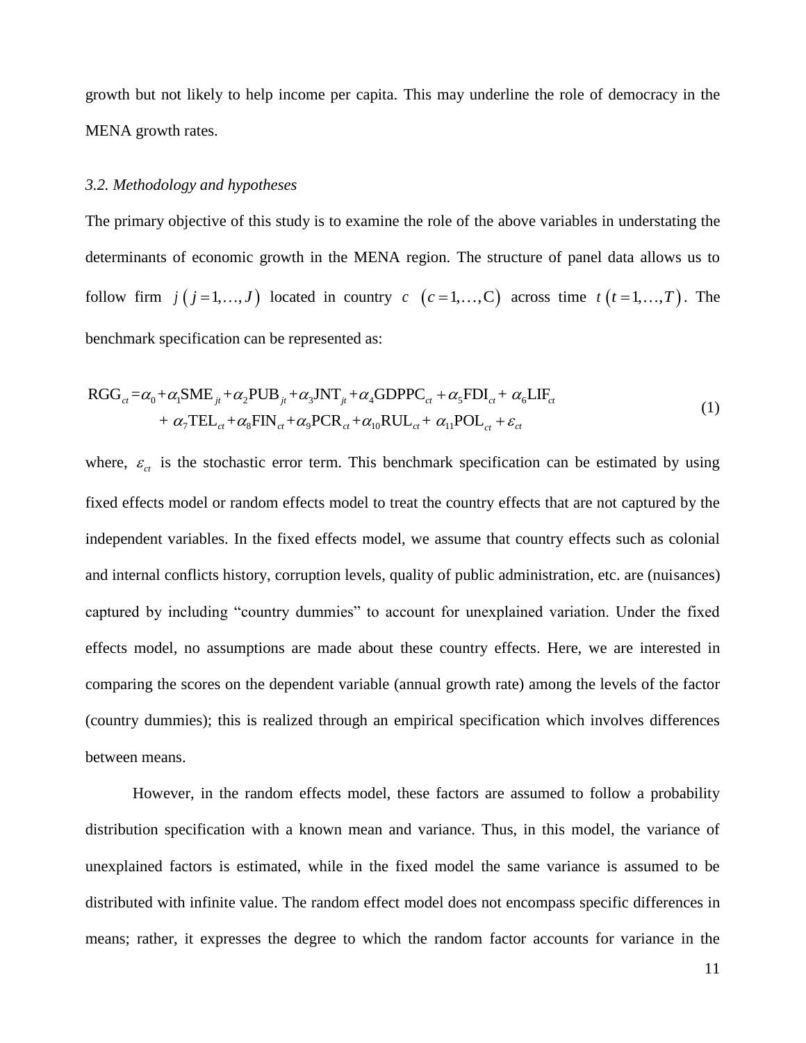growth but not likely to help income per capita. This may underline the role of democracy in the MENA growth rates.

### *3.2. Methodology and hypotheses*

The primary objective of this study is to examine the role of the above variables in understating the determinants of economic growth in the MENA region. The structure of panel data allows us to follow firm $j\left(j=1,\ldots,J\right)$ located in country $c\ \left(c=1,\ldots,\mathrm{C}\right)$ across time $t\left(t=1,\ldots,T\right)$. The benchmark specification can be represented as:

$$
\begin{aligned}
\mathrm{RGG}_{ct} = {} & \alpha_0 + \alpha_1 \mathrm{SME}_{jt} + \alpha_2 \mathrm{PUB}_{jt} + \alpha_3 \mathrm{JNT}_{jt} + \alpha_4 \mathrm{GDPPC}_{ct} + \alpha_5 \mathrm{FDI}_{ct} + \alpha_6 \mathrm{LIF}_{ct} \\
& + \alpha_7 \mathrm{TEL}_{ct} + \alpha_8 \mathrm{FIN}_{ct} + \alpha_9 \mathrm{PCR}_{ct} + \alpha_{10} \mathrm{RUL}_{ct} + \alpha_{11} \mathrm{POL}_{ct} + \varepsilon_{ct}
\end{aligned}
\tag{1}
$$

where, $\varepsilon_{ct}$ is the stochastic error term. This benchmark specification can be estimated by using fixed effects model or random effects model to treat the country effects that are not captured by the independent variables. In the fixed effects model, we assume that country effects such as colonial and internal conflicts history, corruption levels, quality of public administration, etc. are (nuisances) captured by including "country dummies" to account for unexplained variation. Under the fixed effects model, no assumptions are made about these country effects. Here, we are interested in comparing the scores on the dependent variable (annual growth rate) among the levels of the factor (country dummies); this is realized through an empirical specification which involves differences between means.

However, in the random effects model, these factors are assumed to follow a probability distribution specification with a known mean and variance. Thus, in this model, the variance of unexplained factors is estimated, while in the fixed model the same variance is assumed to be distributed with infinite value. The random effect model does not encompass specific differences in means; rather, it expresses the degree to which the random factor accounts for variance in the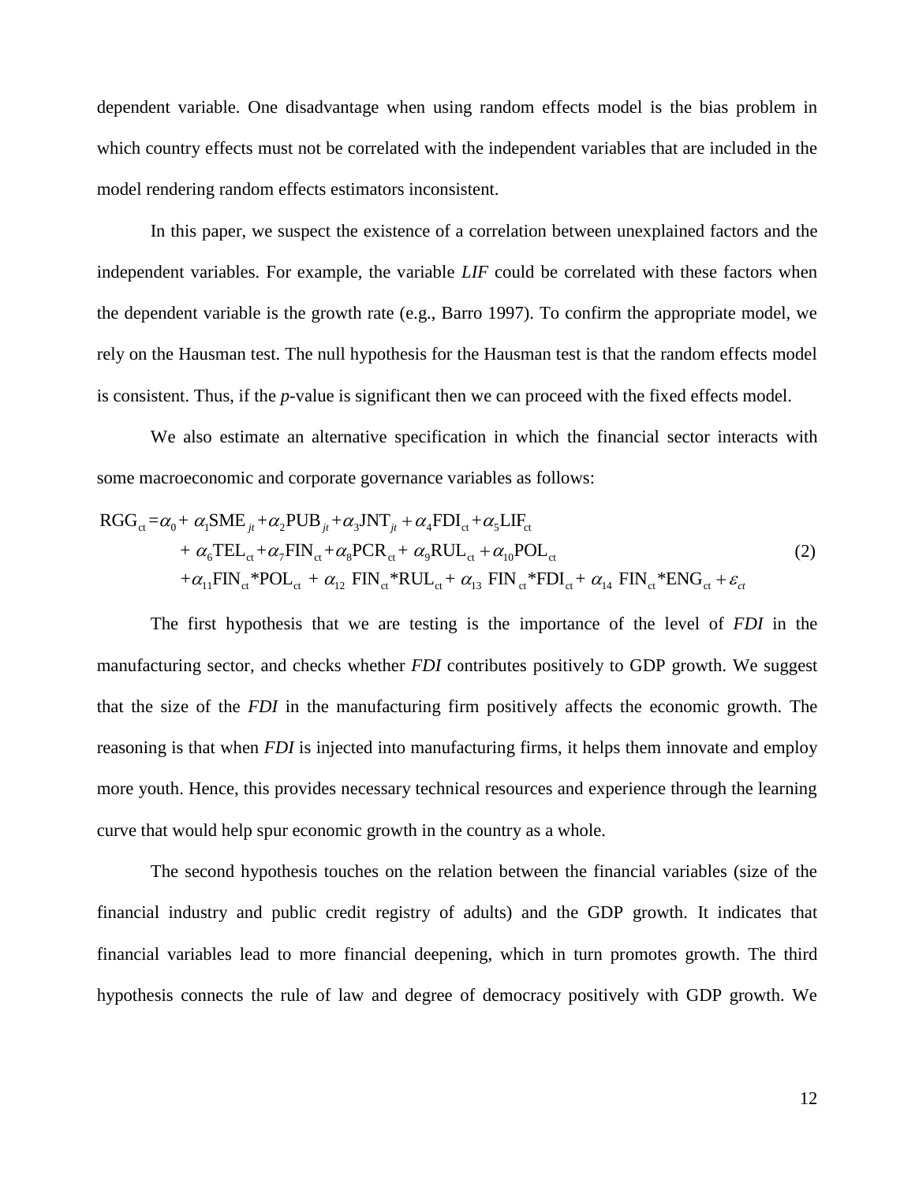dependent variable. One disadvantage when using random effects model is the bias problem in which country effects must not be correlated with the independent variables that are included in the model rendering random effects estimators inconsistent.

In this paper, we suspect the existence of a correlation between unexplained factors and the independent variables. For example, the variable *LIF* could be correlated with these factors when the dependent variable is the growth rate (e.g., Barro 1997). To confirm the appropriate model, we rely on the Hausman test. The null hypothesis for the Hausman test is that the random effects model is consistent. Thus, if the *p*-value is significant then we can proceed with the fixed effects model.

We also estimate an alternative specification in which the financial sector interacts with some macroeconomic and corporate governance variables as follows:

$$
\begin{aligned}
\text{RGG}_{\text{ct}} = \alpha_0 &+ \alpha_1 \text{SME}_{jt} + \alpha_2 \text{PUB}_{jt} + \alpha_3 \text{JNT}_{jt} + \alpha_4 \text{FDI}_{\text{ct}} + \alpha_5 \text{LIF}_{\text{ct}} \\
&+ \alpha_6 \text{TEL}_{\text{ct}} + \alpha_7 \text{FIN}_{\text{ct}} + \alpha_8 \text{PCR}_{\text{ct}} + \alpha_9 \text{RUL}_{\text{ct}} + \alpha_{10} \text{POL}_{\text{ct}} \\
&+ \alpha_{11} \text{FIN}_{\text{ct}} {*} \text{POL}_{\text{ct}} + \alpha_{12} \text{FIN}_{\text{ct}} {*} \text{RUL}_{\text{ct}} + \alpha_{13} \text{FIN}_{\text{ct}} {*} \text{FDI}_{\text{ct}} + \alpha_{14} \text{FIN}_{\text{ct}} {*} \text{ENG}_{\text{ct}} + \varepsilon_{ct}
\end{aligned}
\tag{2}
$$

The first hypothesis that we are testing is the importance of the level of *FDI* in the manufacturing sector, and checks whether *FDI* contributes positively to GDP growth. We suggest that the size of the *FDI* in the manufacturing firm positively affects the economic growth. The reasoning is that when *FDI* is injected into manufacturing firms, it helps them innovate and employ more youth. Hence, this provides necessary technical resources and experience through the learning curve that would help spur economic growth in the country as a whole.

The second hypothesis touches on the relation between the financial variables (size of the financial industry and public credit registry of adults) and the GDP growth. It indicates that financial variables lead to more financial deepening, which in turn promotes growth. The third hypothesis connects the rule of law and degree of democracy positively with GDP growth. We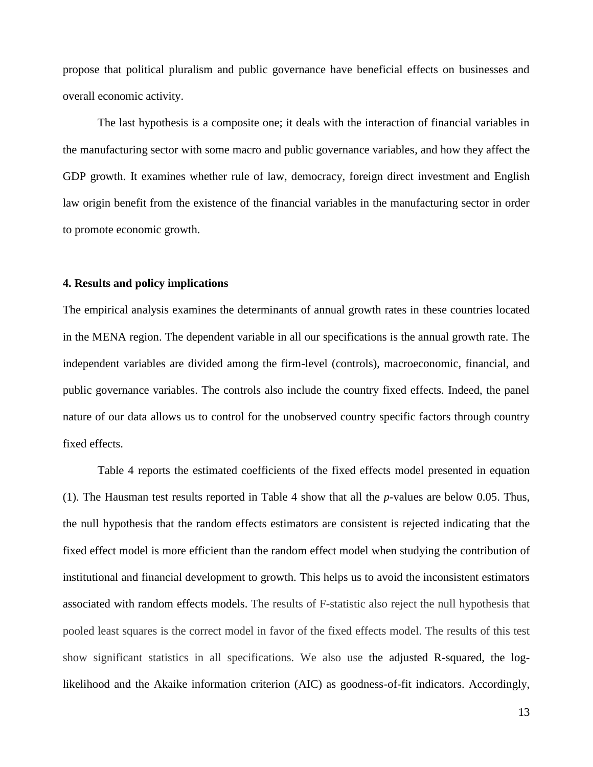propose that political pluralism and public governance have beneficial effects on businesses and overall economic activity.

The last hypothesis is a composite one; it deals with the interaction of financial variables in the manufacturing sector with some macro and public governance variables, and how they affect the GDP growth. It examines whether rule of law, democracy, foreign direct investment and English law origin benefit from the existence of the financial variables in the manufacturing sector in order to promote economic growth.

## 4. Results and policy implications

The empirical analysis examines the determinants of annual growth rates in these countries located in the MENA region. The dependent variable in all our specifications is the annual growth rate. The independent variables are divided among the firm-level (controls), macroeconomic, financial, and public governance variables. The controls also include the country fixed effects. Indeed, the panel nature of our data allows us to control for the unobserved country specific factors through country fixed effects.

Table 4 reports the estimated coefficients of the fixed effects model presented in equation (1). The Hausman test results reported in Table 4 show that all the *p*-values are below 0.05. Thus, the null hypothesis that the random effects estimators are consistent is rejected indicating that the fixed effect model is more efficient than the random effect model when studying the contribution of institutional and financial development to growth. This helps us to avoid the inconsistent estimators associated with random effects models. The results of F-statistic also reject the null hypothesis that pooled least squares is the correct model in favor of the fixed effects model. The results of this test show significant statistics in all specifications. We also use the adjusted R-squared, the log-likelihood and the Akaike information criterion (AIC) as goodness-of-fit indicators. Accordingly,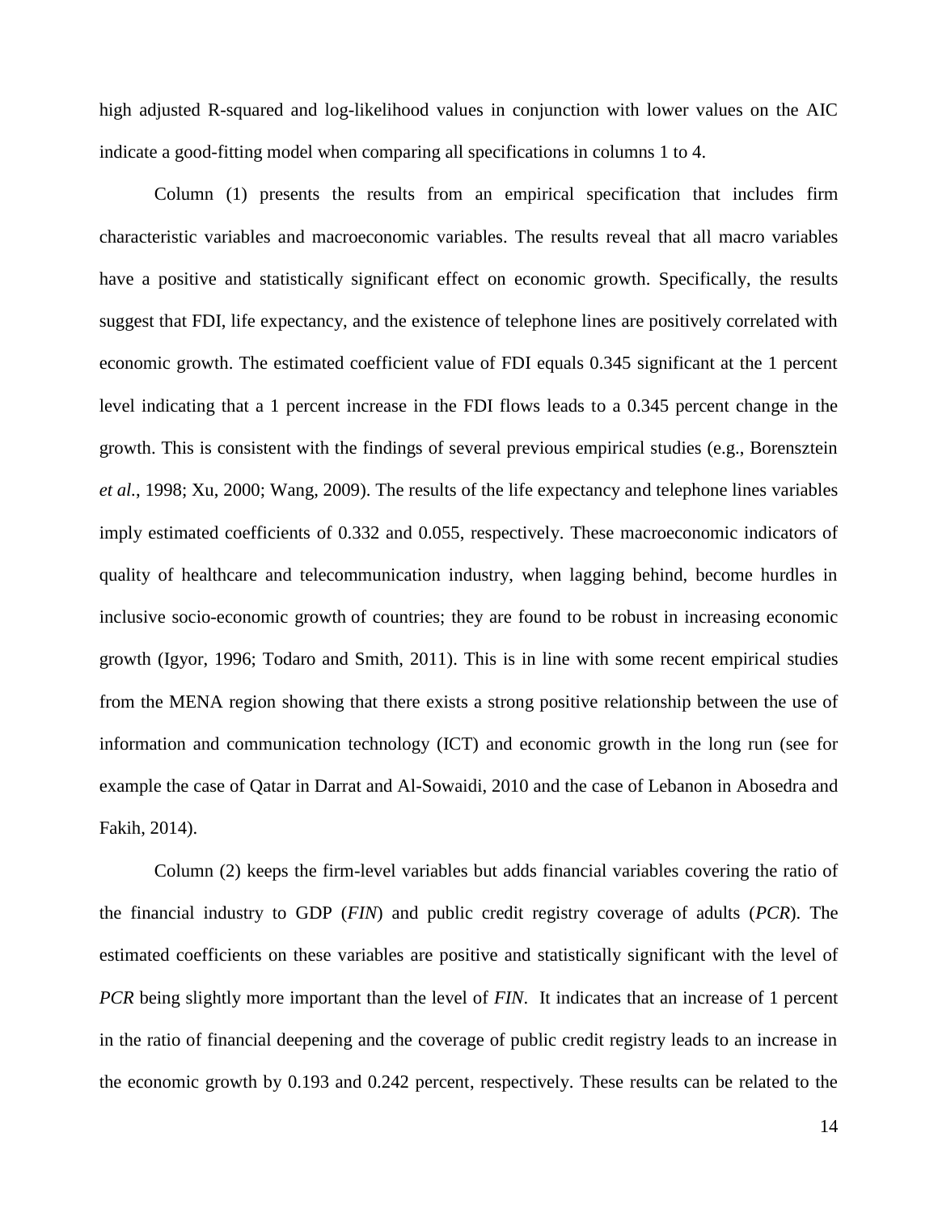high adjusted R-squared and log-likelihood values in conjunction with lower values on the AIC indicate a good-fitting model when comparing all specifications in columns 1 to 4.

Column (1) presents the results from an empirical specification that includes firm characteristic variables and macroeconomic variables. The results reveal that all macro variables have a positive and statistically significant effect on economic growth. Specifically, the results suggest that FDI, life expectancy, and the existence of telephone lines are positively correlated with economic growth. The estimated coefficient value of FDI equals 0.345 significant at the 1 percent level indicating that a 1 percent increase in the FDI flows leads to a 0.345 percent change in the growth. This is consistent with the findings of several previous empirical studies (e.g., Borensztein *et al.*, 1998; Xu, 2000; Wang, 2009). The results of the life expectancy and telephone lines variables imply estimated coefficients of 0.332 and 0.055, respectively. These macroeconomic indicators of quality of healthcare and telecommunication industry, when lagging behind, become hurdles in inclusive socio-economic growth of countries; they are found to be robust in increasing economic growth (Igyor, 1996; Todaro and Smith, 2011). This is in line with some recent empirical studies from the MENA region showing that there exists a strong positive relationship between the use of information and communication technology (ICT) and economic growth in the long run (see for example the case of Qatar in Darrat and Al-Sowaidi, 2010 and the case of Lebanon in Abosedra and Fakih, 2014).

Column (2) keeps the firm-level variables but adds financial variables covering the ratio of the financial industry to GDP (*FIN*) and public credit registry coverage of adults (*PCR*). The estimated coefficients on these variables are positive and statistically significant with the level of *PCR* being slightly more important than the level of *FIN*. It indicates that an increase of 1 percent in the ratio of financial deepening and the coverage of public credit registry leads to an increase in the economic growth by 0.193 and 0.242 percent, respectively. These results can be related to the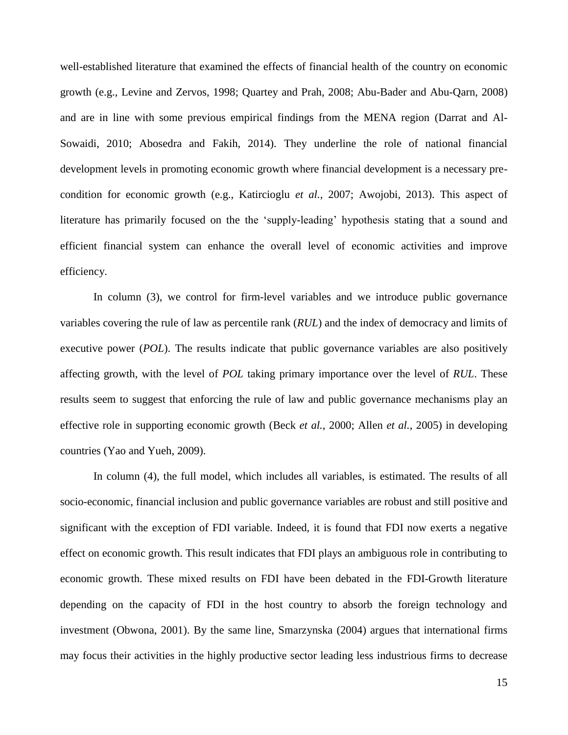well-established literature that examined the effects of financial health of the country on economic growth (e.g., Levine and Zervos, 1998; Quartey and Prah, 2008; Abu-Bader and Abu-Qarn, 2008) and are in line with some previous empirical findings from the MENA region (Darrat and Al-Sowaidi, 2010; Abosedra and Fakih, 2014). They underline the role of national financial development levels in promoting economic growth where financial development is a necessary pre-condition for economic growth (e.g., Katircioglu *et al.*, 2007; Awojobi, 2013). This aspect of literature has primarily focused on the the 'supply-leading' hypothesis stating that a sound and efficient financial system can enhance the overall level of economic activities and improve efficiency.

In column (3), we control for firm-level variables and we introduce public governance variables covering the rule of law as percentile rank (*RUL*) and the index of democracy and limits of executive power (*POL*). The results indicate that public governance variables are also positively affecting growth, with the level of *POL* taking primary importance over the level of *RUL*. These results seem to suggest that enforcing the rule of law and public governance mechanisms play an effective role in supporting economic growth (Beck *et al.*, 2000; Allen *et al.*, 2005) in developing countries (Yao and Yueh, 2009).

In column (4), the full model, which includes all variables, is estimated. The results of all socio-economic, financial inclusion and public governance variables are robust and still positive and significant with the exception of FDI variable. Indeed, it is found that FDI now exerts a negative effect on economic growth. This result indicates that FDI plays an ambiguous role in contributing to economic growth. These mixed results on FDI have been debated in the FDI-Growth literature depending on the capacity of FDI in the host country to absorb the foreign technology and investment (Obwona, 2001). By the same line, Smarzynska (2004) argues that international firms may focus their activities in the highly productive sector leading less industrious firms to decrease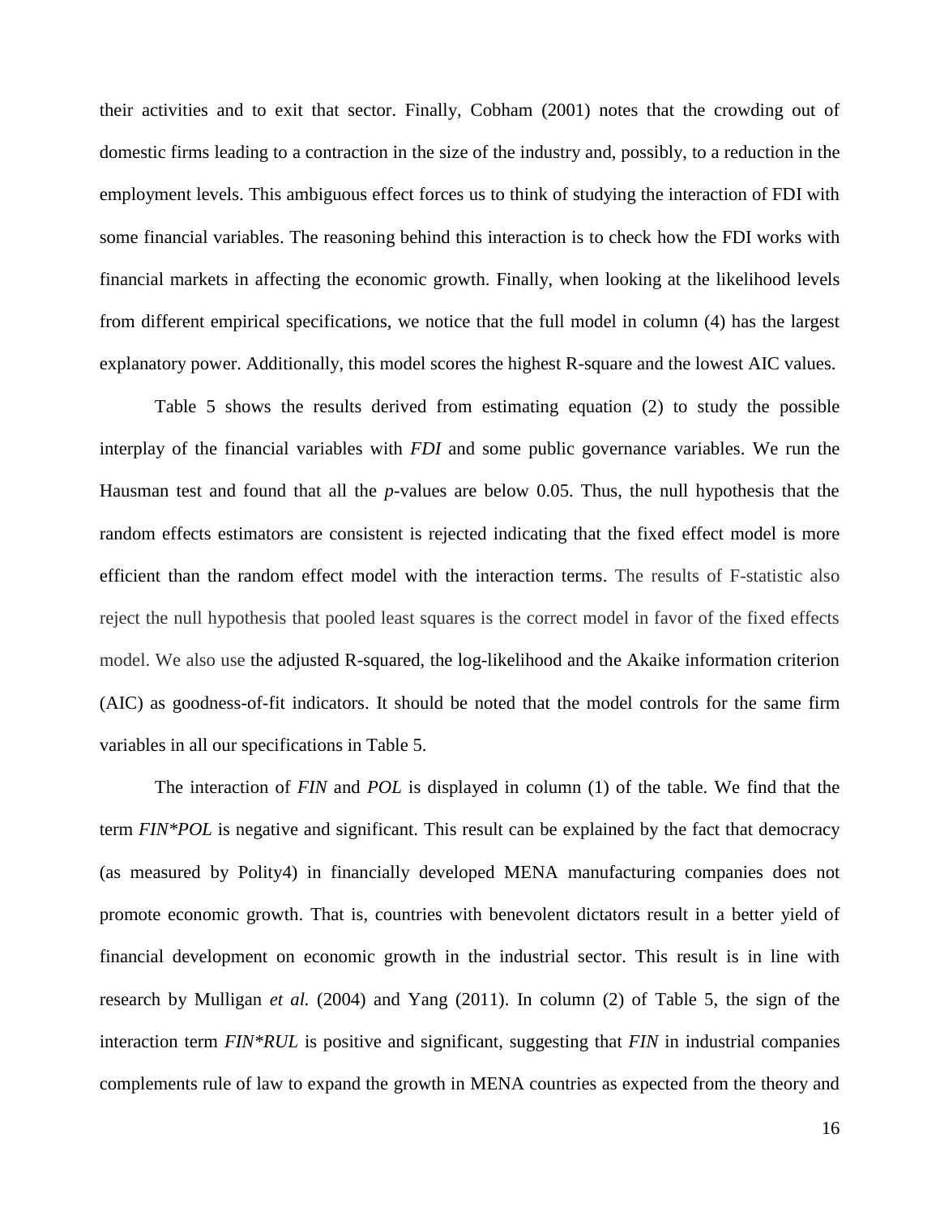their activities and to exit that sector. Finally, Cobham (2001) notes that the crowding out of domestic firms leading to a contraction in the size of the industry and, possibly, to a reduction in the employment levels. This ambiguous effect forces us to think of studying the interaction of FDI with some financial variables. The reasoning behind this interaction is to check how the FDI works with financial markets in affecting the economic growth. Finally, when looking at the likelihood levels from different empirical specifications, we notice that the full model in column (4) has the largest explanatory power. Additionally, this model scores the highest R-square and the lowest AIC values.

Table 5 shows the results derived from estimating equation (2) to study the possible interplay of the financial variables with *FDI* and some public governance variables. We run the Hausman test and found that all the *p*-values are below 0.05. Thus, the null hypothesis that the random effects estimators are consistent is rejected indicating that the fixed effect model is more efficient than the random effect model with the interaction terms. The results of F-statistic also reject the null hypothesis that pooled least squares is the correct model in favor of the fixed effects model. We also use the adjusted R-squared, the log-likelihood and the Akaike information criterion (AIC) as goodness-of-fit indicators. It should be noted that the model controls for the same firm variables in all our specifications in Table 5.

The interaction of *FIN* and *POL* is displayed in column (1) of the table. We find that the term *FIN*POL* is negative and significant. This result can be explained by the fact that democracy (as measured by Polity4) in financially developed MENA manufacturing companies does not promote economic growth. That is, countries with benevolent dictators result in a better yield of financial development on economic growth in the industrial sector. This result is in line with research by Mulligan *et al.* (2004) and Yang (2011). In column (2) of Table 5, the sign of the interaction term *FIN*RUL* is positive and significant, suggesting that *FIN* in industrial companies complements rule of law to expand the growth in MENA countries as expected from the theory and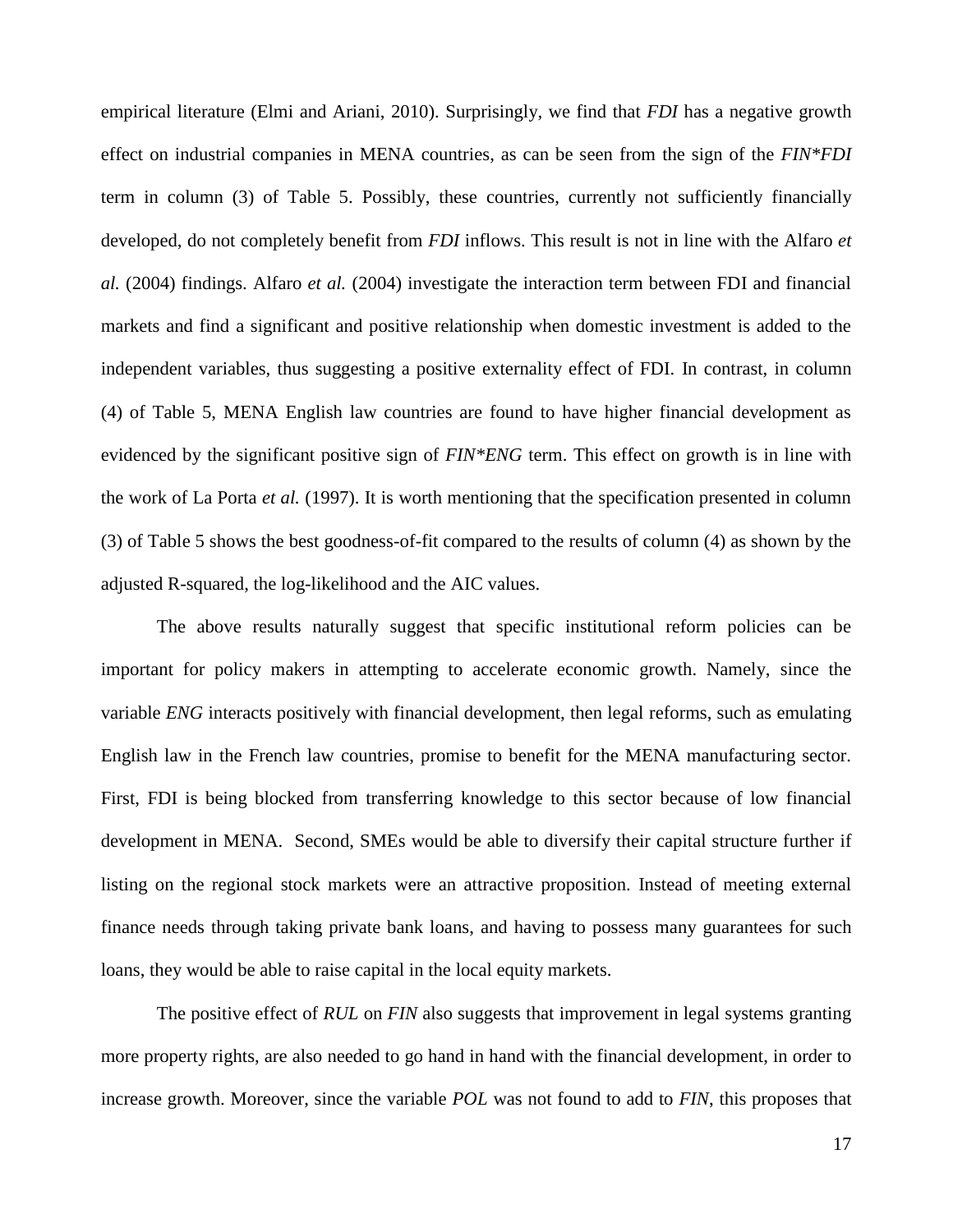empirical literature (Elmi and Ariani, 2010). Surprisingly, we find that *FDI* has a negative growth effect on industrial companies in MENA countries, as can be seen from the sign of the *FIN*FDI* term in column (3) of Table 5. Possibly, these countries, currently not sufficiently financially developed, do not completely benefit from *FDI* inflows. This result is not in line with the Alfaro *et al.* (2004) findings. Alfaro *et al.* (2004) investigate the interaction term between FDI and financial markets and find a significant and positive relationship when domestic investment is added to the independent variables, thus suggesting a positive externality effect of FDI. In contrast, in column (4) of Table 5, MENA English law countries are found to have higher financial development as evidenced by the significant positive sign of *FIN*ENG* term. This effect on growth is in line with the work of La Porta *et al.* (1997). It is worth mentioning that the specification presented in column (3) of Table 5 shows the best goodness-of-fit compared to the results of column (4) as shown by the adjusted R-squared, the log-likelihood and the AIC values.

The above results naturally suggest that specific institutional reform policies can be important for policy makers in attempting to accelerate economic growth. Namely, since the variable *ENG* interacts positively with financial development, then legal reforms, such as emulating English law in the French law countries, promise to benefit for the MENA manufacturing sector. First, FDI is being blocked from transferring knowledge to this sector because of low financial development in MENA. Second, SMEs would be able to diversify their capital structure further if listing on the regional stock markets were an attractive proposition. Instead of meeting external finance needs through taking private bank loans, and having to possess many guarantees for such loans, they would be able to raise capital in the local equity markets.

The positive effect of *RUL* on *FIN* also suggests that improvement in legal systems granting more property rights, are also needed to go hand in hand with the financial development, in order to increase growth. Moreover, since the variable *POL* was not found to add to *FIN*, this proposes that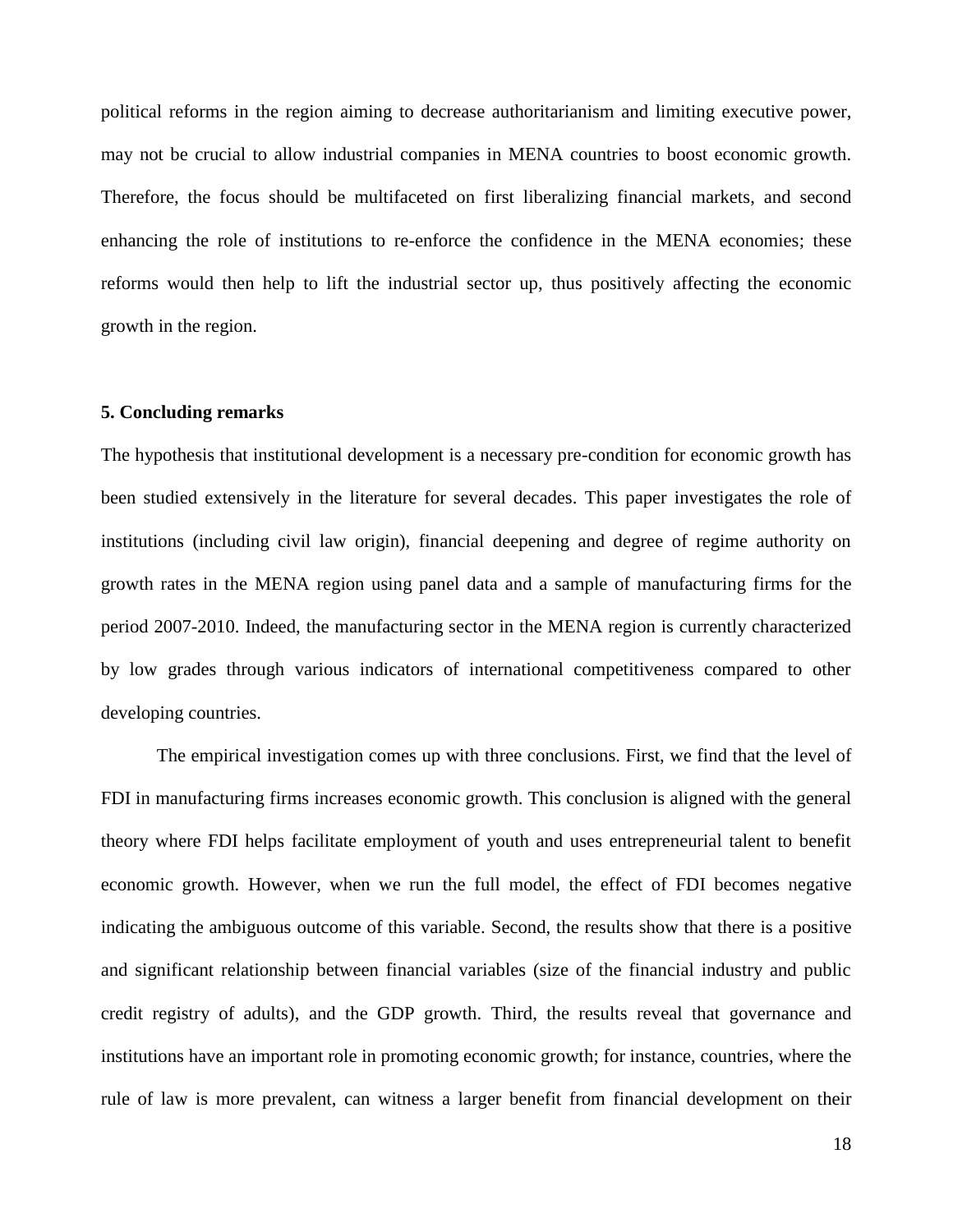political reforms in the region aiming to decrease authoritarianism and limiting executive power, may not be crucial to allow industrial companies in MENA countries to boost economic growth. Therefore, the focus should be multifaceted on first liberalizing financial markets, and second enhancing the role of institutions to re-enforce the confidence in the MENA economies; these reforms would then help to lift the industrial sector up, thus positively affecting the economic growth in the region.

### 5. Concluding remarks

The hypothesis that institutional development is a necessary pre-condition for economic growth has been studied extensively in the literature for several decades. This paper investigates the role of institutions (including civil law origin), financial deepening and degree of regime authority on growth rates in the MENA region using panel data and a sample of manufacturing firms for the period 2007-2010. Indeed, the manufacturing sector in the MENA region is currently characterized by low grades through various indicators of international competitiveness compared to other developing countries.

The empirical investigation comes up with three conclusions. First, we find that the level of FDI in manufacturing firms increases economic growth. This conclusion is aligned with the general theory where FDI helps facilitate employment of youth and uses entrepreneurial talent to benefit economic growth. However, when we run the full model, the effect of FDI becomes negative indicating the ambiguous outcome of this variable. Second, the results show that there is a positive and significant relationship between financial variables (size of the financial industry and public credit registry of adults), and the GDP growth. Third, the results reveal that governance and institutions have an important role in promoting economic growth; for instance, countries, where the rule of law is more prevalent, can witness a larger benefit from financial development on their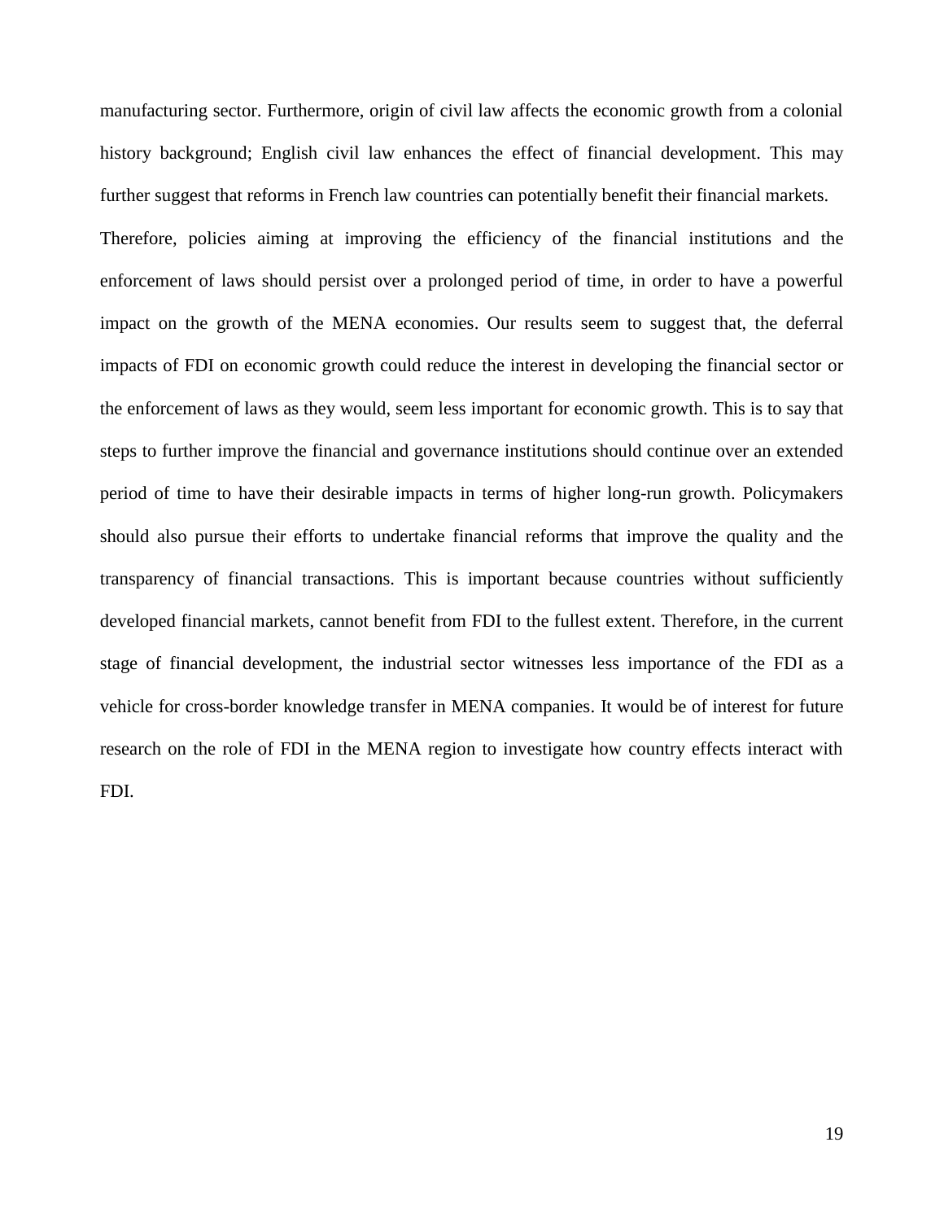manufacturing sector. Furthermore, origin of civil law affects the economic growth from a colonial history background; English civil law enhances the effect of financial development. This may further suggest that reforms in French law countries can potentially benefit their financial markets.

Therefore, policies aiming at improving the efficiency of the financial institutions and the enforcement of laws should persist over a prolonged period of time, in order to have a powerful impact on the growth of the MENA economies. Our results seem to suggest that, the deferral impacts of FDI on economic growth could reduce the interest in developing the financial sector or the enforcement of laws as they would, seem less important for economic growth. This is to say that steps to further improve the financial and governance institutions should continue over an extended period of time to have their desirable impacts in terms of higher long-run growth. Policymakers should also pursue their efforts to undertake financial reforms that improve the quality and the transparency of financial transactions. This is important because countries without sufficiently developed financial markets, cannot benefit from FDI to the fullest extent. Therefore, in the current stage of financial development, the industrial sector witnesses less importance of the FDI as a vehicle for cross-border knowledge transfer in MENA companies. It would be of interest for future research on the role of FDI in the MENA region to investigate how country effects interact with FDI.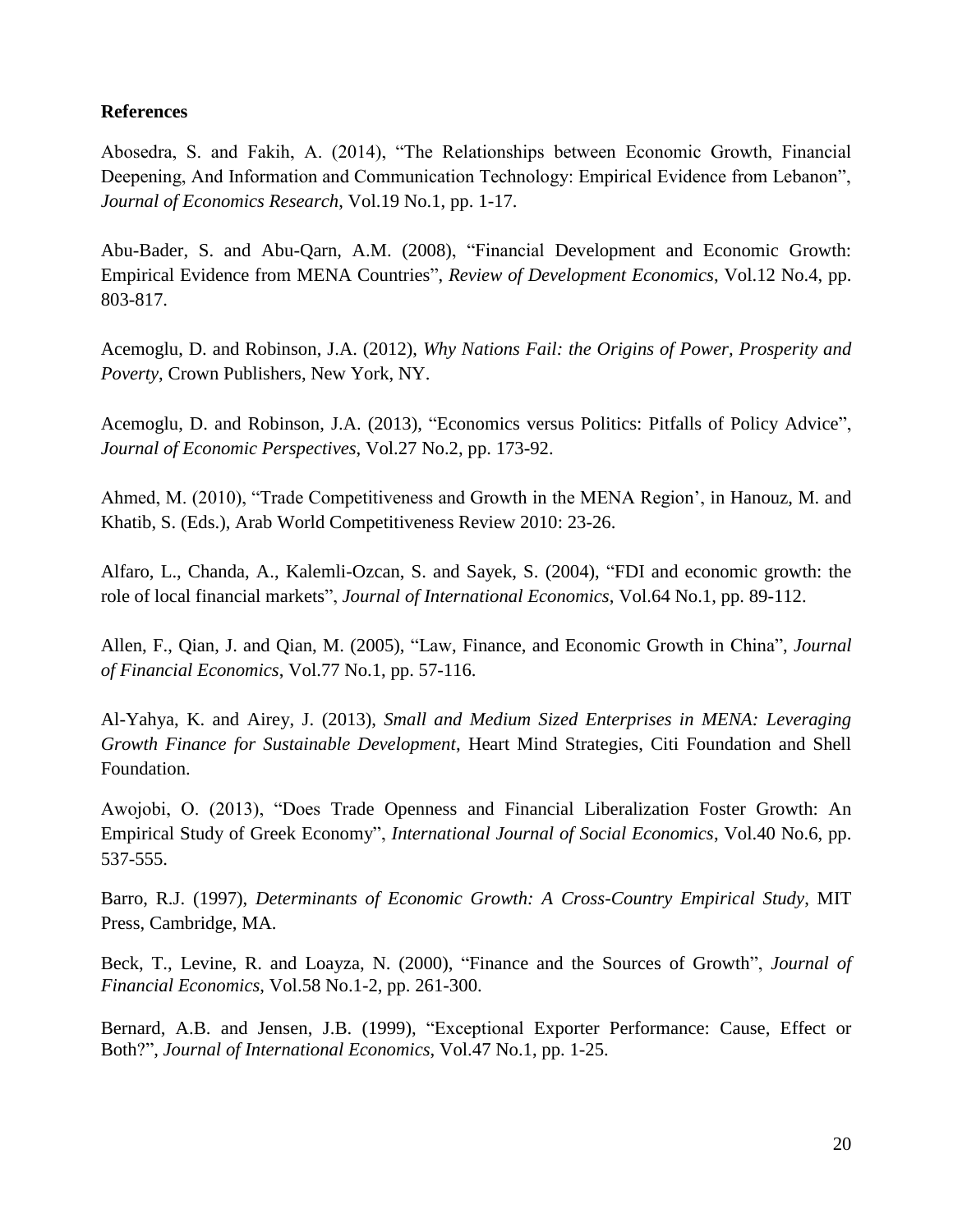**References**

Abosedra, S. and Fakih, A. (2014), "The Relationships between Economic Growth, Financial Deepening, And Information and Communication Technology: Empirical Evidence from Lebanon", *Journal of Economics Research,* Vol.19 No.1, pp. 1-17.

Abu-Bader, S. and Abu-Qarn, A.M. (2008), "Financial Development and Economic Growth: Empirical Evidence from MENA Countries", *Review of Development Economics*, Vol.12 No.4, pp. 803-817.

Acemoglu, D. and Robinson, J.A. (2012), *Why Nations Fail: the Origins of Power, Prosperity and Poverty*, Crown Publishers, New York, NY.

Acemoglu, D. and Robinson, J.A. (2013), "Economics versus Politics: Pitfalls of Policy Advice", *Journal of Economic Perspectives*, Vol.27 No.2, pp. 173-92.

Ahmed, M. (2010), "Trade Competitiveness and Growth in the MENA Region', in Hanouz, M. and Khatib, S. (Eds.), Arab World Competitiveness Review 2010: 23-26.

Alfaro, L., Chanda, A., Kalemli-Ozcan, S. and Sayek, S. (2004), "FDI and economic growth: the role of local financial markets", *Journal of International Economics*, Vol.64 No.1, pp. 89-112.

Allen, F., Qian, J. and Qian, M. (2005), "Law, Finance, and Economic Growth in China", *Journal of Financial Economics*, Vol.77 No.1, pp. 57-116.

Al-Yahya, K. and Airey, J. (2013), *Small and Medium Sized Enterprises in MENA: Leveraging Growth Finance for Sustainable Development*, Heart Mind Strategies, Citi Foundation and Shell Foundation.

Awojobi, O. (2013), "Does Trade Openness and Financial Liberalization Foster Growth: An Empirical Study of Greek Economy", *International Journal of Social Economics*, Vol.40 No.6, pp. 537-555.

Barro, R.J. (1997), *Determinants of Economic Growth: A Cross-Country Empirical Study*, MIT Press, Cambridge, MA.

Beck, T., Levine, R. and Loayza, N. (2000), "Finance and the Sources of Growth", *Journal of Financial Economics*, Vol.58 No.1-2, pp. 261-300.

Bernard, A.B. and Jensen, J.B. (1999), "Exceptional Exporter Performance: Cause, Effect or Both?", *Journal of International Economics*, Vol.47 No.1, pp. 1-25.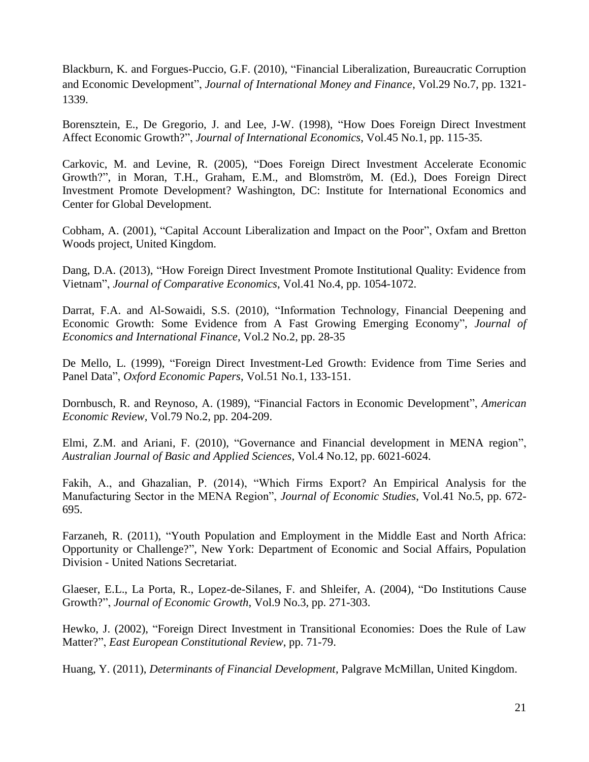Blackburn, K. and Forgues-Puccio, G.F. (2010), “Financial Liberalization, Bureaucratic Corruption and Economic Development”, *Journal of International Money and Finance*, Vol.29 No.7, pp. 1321-1339.

Borensztein, E., De Gregorio, J. and Lee, J-W. (1998), “How Does Foreign Direct Investment Affect Economic Growth?”, *Journal of International Economics*, Vol.45 No.1, pp. 115-35.

Carkovic, M. and Levine, R. (2005), “Does Foreign Direct Investment Accelerate Economic Growth?”, in Moran, T.H., Graham, E.M., and Blomström, M. (Ed.), Does Foreign Direct Investment Promote Development? Washington, DC: Institute for International Economics and Center for Global Development.

Cobham, A. (2001), “Capital Account Liberalization and Impact on the Poor”, Oxfam and Bretton Woods project, United Kingdom.

Dang, D.A. (2013), “How Foreign Direct Investment Promote Institutional Quality: Evidence from Vietnam”, *Journal of Comparative Economics*, Vol.41 No.4, pp. 1054-1072.

Darrat, F.A. and Al-Sowaidi, S.S. (2010), “Information Technology, Financial Deepening and Economic Growth: Some Evidence from A Fast Growing Emerging Economy”, *Journal of Economics and International Finance*, Vol.2 No.2, pp. 28-35

De Mello, L. (1999), “Foreign Direct Investment-Led Growth: Evidence from Time Series and Panel Data”, *Oxford Economic Papers*, Vol.51 No.1, 133-151.

Dornbusch, R. and Reynoso, A. (1989), “Financial Factors in Economic Development”, *American Economic Review*, Vol.79 No.2, pp. 204-209.

Elmi, Z.M. and Ariani, F. (2010), “Governance and Financial development in MENA region”, *Australian Journal of Basic and Applied Sciences*, Vol.4 No.12, pp. 6021-6024.

Fakih, A., and Ghazalian, P. (2014), “Which Firms Export? An Empirical Analysis for the Manufacturing Sector in the MENA Region”, *Journal of Economic Studies*, Vol.41 No.5, pp. 672-695.

Farzaneh, R. (2011), “Youth Population and Employment in the Middle East and North Africa: Opportunity or Challenge?”, New York: Department of Economic and Social Affairs, Population Division - United Nations Secretariat.

Glaeser, E.L., La Porta, R., Lopez-de-Silanes, F. and Shleifer, A. (2004), “Do Institutions Cause Growth?”, *Journal of Economic Growth*, Vol.9 No.3, pp. 271-303.

Hewko, J. (2002), “Foreign Direct Investment in Transitional Economies: Does the Rule of Law Matter?”, *East European Constitutional Review*, pp. 71-79.

Huang, Y. (2011), *Determinants of Financial Development*, Palgrave McMillan, United Kingdom.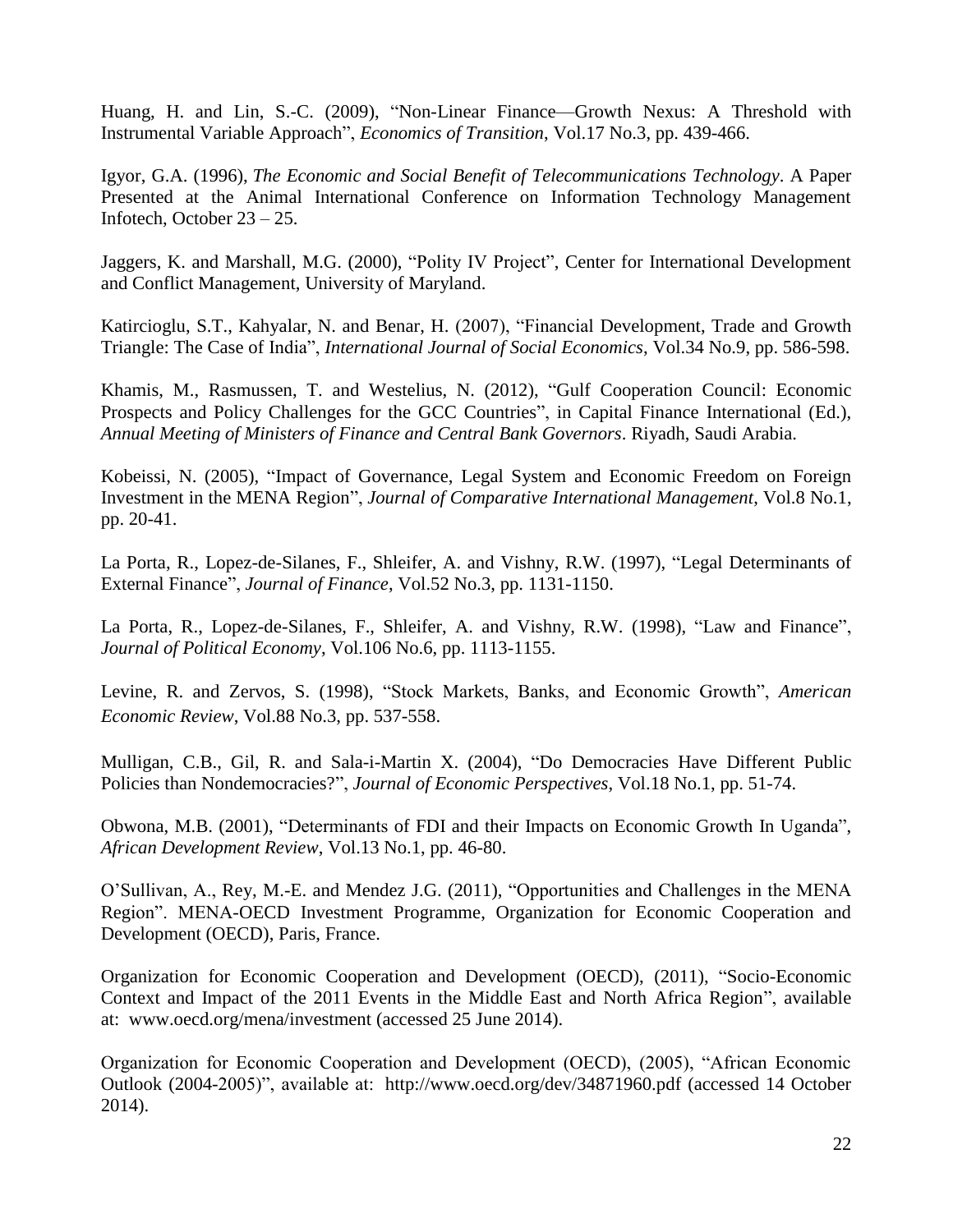Huang, H. and Lin, S.-C. (2009), “Non-Linear Finance—Growth Nexus: A Threshold with Instrumental Variable Approach”, *Economics of Transition*, Vol.17 No.3, pp. 439-466.

Igyor, G.A. (1996), *The Economic and Social Benefit of Telecommunications Technology*. A Paper Presented at the Animal International Conference on Information Technology Management Infotech, October 23 – 25.

Jaggers, K. and Marshall, M.G. (2000), “Polity IV Project”, Center for International Development and Conflict Management, University of Maryland.

Katircioglu, S.T., Kahyalar, N. and Benar, H. (2007), “Financial Development, Trade and Growth Triangle: The Case of India”, *International Journal of Social Economics*, Vol.34 No.9, pp. 586-598.

Khamis, M., Rasmussen, T. and Westelius, N. (2012), “Gulf Cooperation Council: Economic Prospects and Policy Challenges for the GCC Countries”, in Capital Finance International (Ed.), *Annual Meeting of Ministers of Finance and Central Bank Governors*. Riyadh, Saudi Arabia.

Kobeissi, N. (2005), “Impact of Governance, Legal System and Economic Freedom on Foreign Investment in the MENA Region”, *Journal of Comparative International Management*, Vol.8 No.1, pp. 20-41.

La Porta, R., Lopez-de-Silanes, F., Shleifer, A. and Vishny, R.W. (1997), “Legal Determinants of External Finance”, *Journal of Finance*, Vol.52 No.3, pp. 1131-1150.

La Porta, R., Lopez-de-Silanes, F., Shleifer, A. and Vishny, R.W. (1998), “Law and Finance”, *Journal of Political Economy*, Vol.106 No.6, pp. 1113-1155.

Levine, R. and Zervos, S. (1998), “Stock Markets, Banks, and Economic Growth”, *American Economic Review*, Vol.88 No.3, pp. 537-558.

Mulligan, C.B., Gil, R. and Sala-i-Martin X. (2004), “Do Democracies Have Different Public Policies than Nondemocracies?”, *Journal of Economic Perspectives*, Vol.18 No.1, pp. 51-74.

Obwona, M.B. (2001), “Determinants of FDI and their Impacts on Economic Growth In Uganda”, *African Development Review*, Vol.13 No.1, pp. 46-80.

O’Sullivan, A., Rey, M.-E. and Mendez J.G. (2011), “Opportunities and Challenges in the MENA Region”. MENA-OECD Investment Programme, Organization for Economic Cooperation and Development (OECD), Paris, France.

Organization for Economic Cooperation and Development (OECD), (2011), “Socio-Economic Context and Impact of the 2011 Events in the Middle East and North Africa Region”, available at: www.oecd.org/mena/investment (accessed 25 June 2014).

Organization for Economic Cooperation and Development (OECD), (2005), “African Economic Outlook (2004-2005)”, available at: http://www.oecd.org/dev/34871960.pdf (accessed 14 October 2014).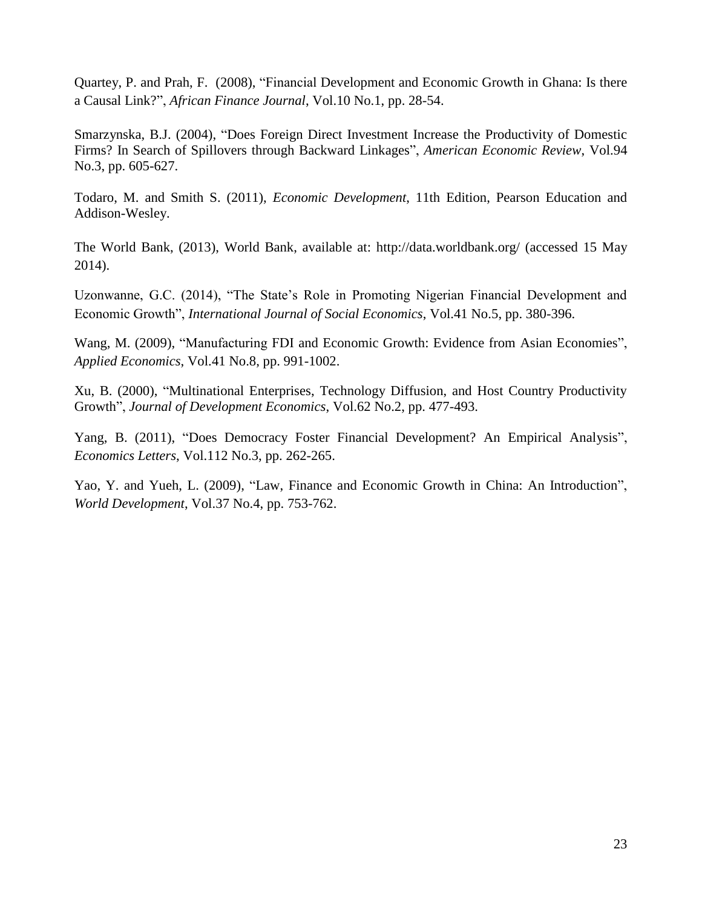Quartey, P. and Prah, F. (2008), "Financial Development and Economic Growth in Ghana: Is there a Causal Link?", *African Finance Journal*, Vol.10 No.1, pp. 28-54.

Smarzynska, B.J. (2004), "Does Foreign Direct Investment Increase the Productivity of Domestic Firms? In Search of Spillovers through Backward Linkages", *American Economic Review*, Vol.94 No.3, pp. 605-627.

Todaro, M. and Smith S. (2011), *Economic Development*, 11th Edition, Pearson Education and Addison-Wesley.

The World Bank, (2013), World Bank, available at: http://data.worldbank.org/ (accessed 15 May 2014).

Uzonwanne, G.C. (2014), "The State's Role in Promoting Nigerian Financial Development and Economic Growth", *International Journal of Social Economics*, Vol.41 No.5, pp. 380-396.

Wang, M. (2009), "Manufacturing FDI and Economic Growth: Evidence from Asian Economies", *Applied Economics*, Vol.41 No.8, pp. 991-1002.

Xu, B. (2000), "Multinational Enterprises, Technology Diffusion, and Host Country Productivity Growth", *Journal of Development Economics*, Vol.62 No.2, pp. 477-493.

Yang, B. (2011), "Does Democracy Foster Financial Development? An Empirical Analysis", *Economics Letters*, Vol.112 No.3, pp. 262-265.

Yao, Y. and Yueh, L. (2009), "Law, Finance and Economic Growth in China: An Introduction", *World Development*, Vol.37 No.4, pp. 753-762.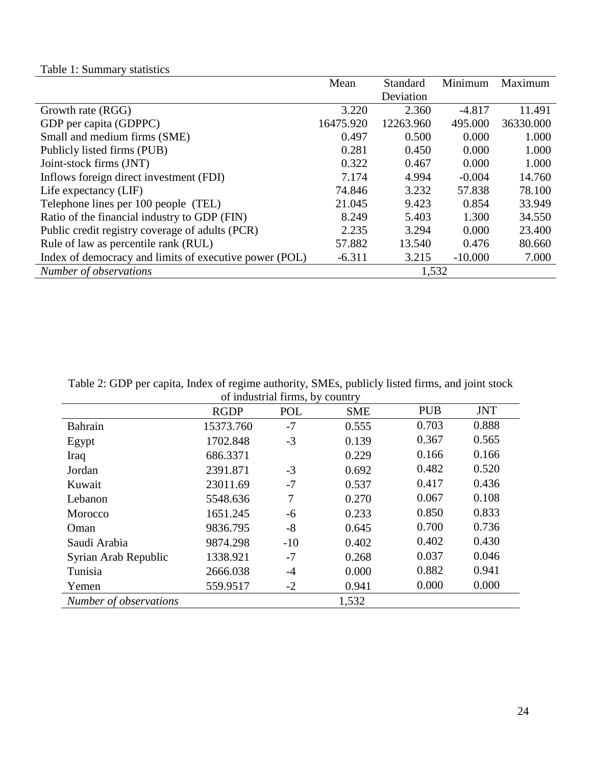Table 1: Summary statistics

| | Mean | Standard Deviation | Minimum | Maximum |
|---|---|---|---|---|
| Growth rate (RGG) | 3.220 | 2.360 | -4.817 | 11.491 |
| GDP per capita (GDPPC) | 16475.920 | 12263.960 | 495.000 | 36330.000 |
| Small and medium firms (SME) | 0.497 | 0.500 | 0.000 | 1.000 |
| Publicly listed firms (PUB) | 0.281 | 0.450 | 0.000 | 1.000 |
| Joint-stock firms (JNT) | 0.322 | 0.467 | 0.000 | 1.000 |
| Inflows foreign direct investment (FDI) | 7.174 | 4.994 | -0.004 | 14.760 |
| Life expectancy (LIF) | 74.846 | 3.232 | 57.838 | 78.100 |
| Telephone lines per 100 people (TEL) | 21.045 | 9.423 | 0.854 | 33.949 |
| Ratio of the financial industry to GDP (FIN) | 8.249 | 5.403 | 1.300 | 34.550 |
| Public credit registry coverage of adults (PCR) | 2.235 | 3.294 | 0.000 | 23.400 |
| Rule of law as percentile rank (RUL) | 57.882 | 13.540 | 0.476 | 80.660 |
| Index of democracy and limits of executive power (POL) | -6.311 | 3.215 | -10.000 | 7.000 |
| *Number of observations* | | 1,532 | | |

Table 2: GDP per capita, Index of regime authority, SMEs, publicly listed firms, and joint stock of industrial firms, by country

| | RGDP | POL | SME | PUB | JNT |
|---|---|---|---|---|---|
| Bahrain | 15373.760 | -7 | 0.555 | 0.703 | 0.888 |
| Egypt | 1702.848 | -3 | 0.139 | 0.367 | 0.565 |
| Iraq | 686.3371 | | 0.229 | 0.166 | 0.166 |
| Jordan | 2391.871 | -3 | 0.692 | 0.482 | 0.520 |
| Kuwait | 23011.69 | -7 | 0.537 | 0.417 | 0.436 |
| Lebanon | 5548.636 | 7 | 0.270 | 0.067 | 0.108 |
| Morocco | 1651.245 | -6 | 0.233 | 0.850 | 0.833 |
| Oman | 9836.795 | -8 | 0.645 | 0.700 | 0.736 |
| Saudi Arabia | 9874.298 | -10 | 0.402 | 0.402 | 0.430 |
| Syrian Arab Republic | 1338.921 | -7 | 0.268 | 0.037 | 0.046 |
| Tunisia | 2666.038 | -4 | 0.000 | 0.882 | 0.941 |
| Yemen | 559.9517 | -2 | 0.941 | 0.000 | 0.000 |
| *Number of observations* | | | 1,532 | | |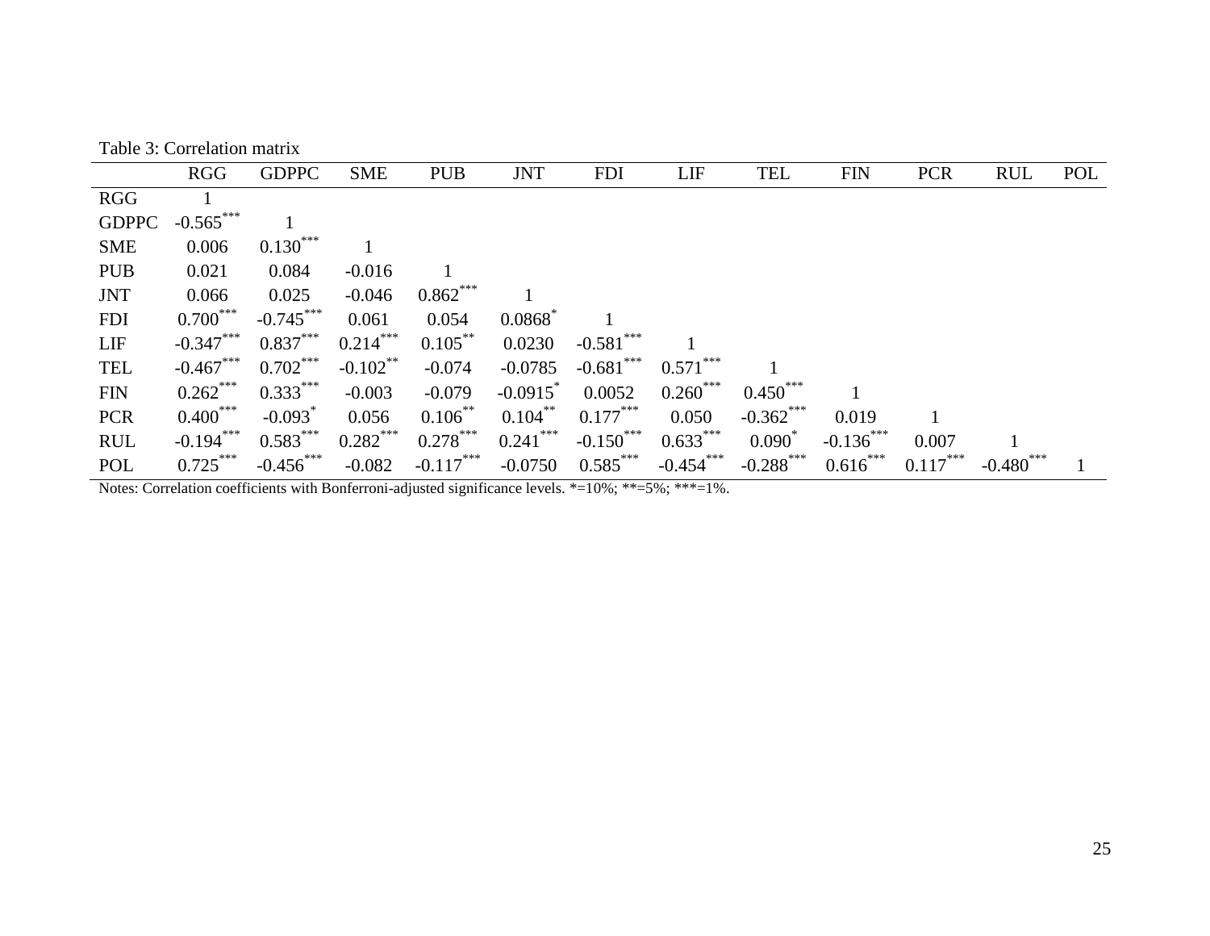Table 3: Correlation matrix

| | RGG | GDPPC | SME | PUB | JNT | FDI | LIF | TEL | FIN | PCR | RUL | POL |
|---|---|---|---|---|---|---|---|---|---|---|---|---|
| RGG | 1 | | | | | | | | | | | |
| GDPPC | -0.565*** | 1 | | | | | | | | | | |
| SME | 0.006 | 0.130*** | 1 | | | | | | | | | |
| PUB | 0.021 | 0.084 | -0.016 | 1 | | | | | | | | |
| JNT | 0.066 | 0.025 | -0.046 | 0.862*** | 1 | | | | | | | |
| FDI | 0.700*** | -0.745*** | 0.061 | 0.054 | 0.0868* | 1 | | | | | | |
| LIF | -0.347*** | 0.837*** | 0.214*** | 0.105** | 0.0230 | -0.581*** | 1 | | | | | |
| TEL | -0.467*** | 0.702*** | -0.102** | -0.074 | -0.0785 | -0.681*** | 0.571*** | 1 | | | | |
| FIN | 0.262*** | 0.333*** | -0.003 | -0.079 | -0.0915* | 0.0052 | 0.260*** | 0.450*** | 1 | | | |
| PCR | 0.400*** | -0.093* | 0.056 | 0.106** | 0.104** | 0.177*** | 0.050 | -0.362*** | 0.019 | 1 | | |
| RUL | -0.194*** | 0.583*** | 0.282*** | 0.278*** | 0.241*** | -0.150*** | 0.633*** | 0.090* | -0.136*** | 0.007 | 1 | |
| POL | 0.725*** | -0.456*** | -0.082 | -0.117*** | -0.0750 | 0.585*** | -0.454*** | -0.288*** | 0.616*** | 0.117*** | -0.480*** | 1 |

Notes: Correlation coefficients with Bonferroni-adjusted significance levels. *=10%; **=5%; ***=1%.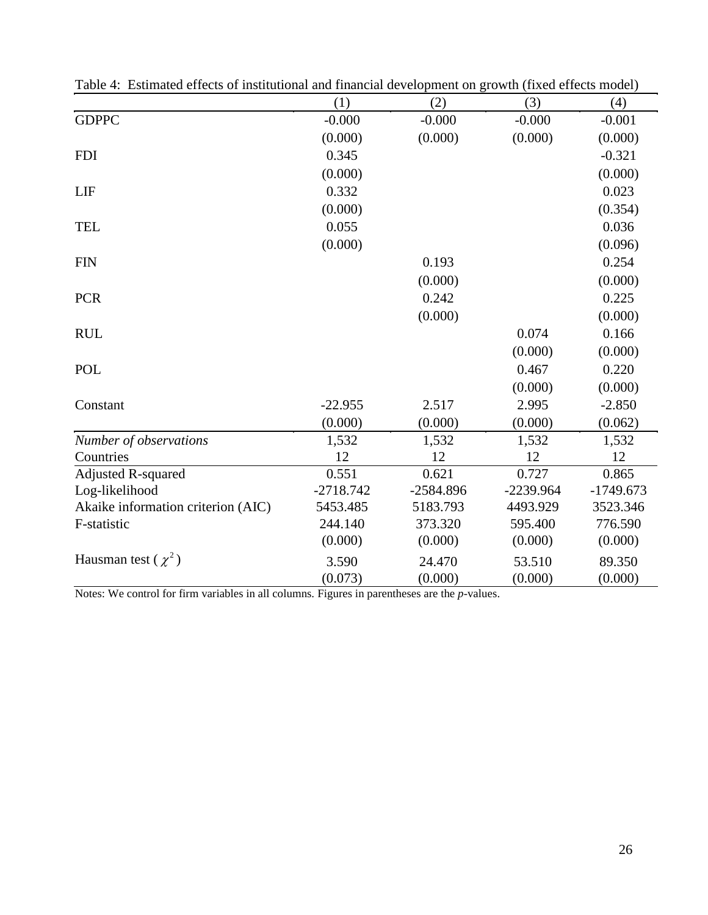Table 4: Estimated effects of institutional and financial development on growth (fixed effects model)

| | (1) | (2) | (3) | (4) |
|---|---|---|---|---|
| GDPPC | -0.000 | -0.000 | -0.000 | -0.001 |
| | (0.000) | (0.000) | (0.000) | (0.000) |
| FDI | 0.345 | | | -0.321 |
| | (0.000) | | | (0.000) |
| LIF | 0.332 | | | 0.023 |
| | (0.000) | | | (0.354) |
| TEL | 0.055 | | | 0.036 |
| | (0.000) | | | (0.096) |
| FIN | | 0.193 | | 0.254 |
| | | (0.000) | | (0.000) |
| PCR | | 0.242 | | 0.225 |
| | | (0.000) | | (0.000) |
| RUL | | | 0.074 | 0.166 |
| | | | (0.000) | (0.000) |
| POL | | | 0.467 | 0.220 |
| | | | (0.000) | (0.000) |
| Constant | -22.955 | 2.517 | 2.995 | -2.850 |
| | (0.000) | (0.000) | (0.000) | (0.062) |
| *Number of observations* | 1,532 | 1,532 | 1,532 | 1,532 |
| Countries | 12 | 12 | 12 | 12 |
| Adjusted R-squared | 0.551 | 0.621 | 0.727 | 0.865 |
| Log-likelihood | -2718.742 | -2584.896 | -2239.964 | -1749.673 |
| Akaike information criterion (AIC) | 5453.485 | 5183.793 | 4493.929 | 3523.346 |
| F-statistic | 244.140 | 373.320 | 595.400 | 776.590 |
| | (0.000) | (0.000) | (0.000) | (0.000) |
| Hausman test ($\chi^2$) | 3.590 | 24.470 | 53.510 | 89.350 |
| | (0.073) | (0.000) | (0.000) | (0.000) |

Notes: We control for firm variables in all columns. Figures in parentheses are the *p*-values.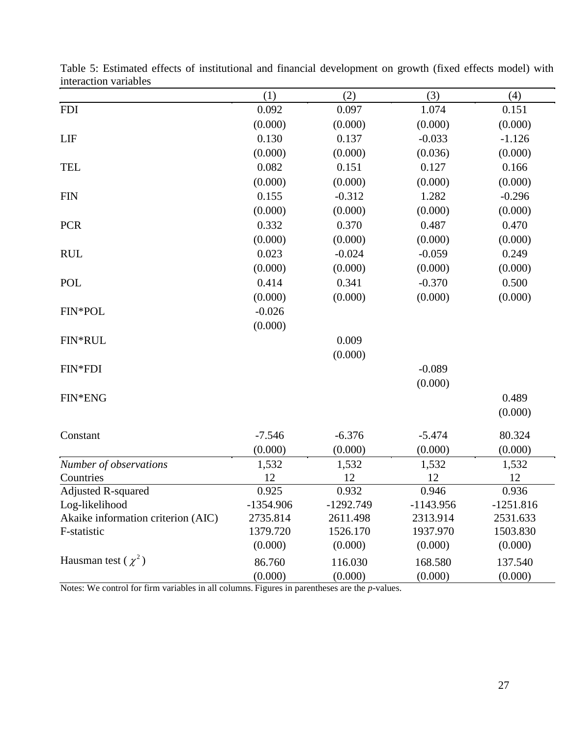Table 5: Estimated effects of institutional and financial development on growth (fixed effects model) with interaction variables

| | (1) | (2) | (3) | (4) |
|---|---|---|---|---|
| FDI | 0.092 | 0.097 | 1.074 | 0.151 |
| | (0.000) | (0.000) | (0.000) | (0.000) |
| LIF | 0.130 | 0.137 | -0.033 | -1.126 |
| | (0.000) | (0.000) | (0.036) | (0.000) |
| TEL | 0.082 | 0.151 | 0.127 | 0.166 |
| | (0.000) | (0.000) | (0.000) | (0.000) |
| FIN | 0.155 | -0.312 | 1.282 | -0.296 |
| | (0.000) | (0.000) | (0.000) | (0.000) |
| PCR | 0.332 | 0.370 | 0.487 | 0.470 |
| | (0.000) | (0.000) | (0.000) | (0.000) |
| RUL | 0.023 | -0.024 | -0.059 | 0.249 |
| | (0.000) | (0.000) | (0.000) | (0.000) |
| POL | 0.414 | 0.341 | -0.370 | 0.500 |
| | (0.000) | (0.000) | (0.000) | (0.000) |
| FIN*POL | -0.026 | | | |
| | (0.000) | | | |
| FIN*RUL | | 0.009 | | |
| | | (0.000) | | |
| FIN*FDI | | | -0.089 | |
| | | | (0.000) | |
| FIN*ENG | | | | 0.489 |
| | | | | (0.000) |
| Constant | -7.546 | -6.376 | -5.474 | 80.324 |
| | (0.000) | (0.000) | (0.000) | (0.000) |
| *Number of observations* | 1,532 | 1,532 | 1,532 | 1,532 |
| Countries | 12 | 12 | 12 | 12 |
| Adjusted R-squared | 0.925 | 0.932 | 0.946 | 0.936 |
| Log-likelihood | -1354.906 | -1292.749 | -1143.956 | -1251.816 |
| Akaike information criterion (AIC) | 2735.814 | 2611.498 | 2313.914 | 2531.633 |
| F-statistic | 1379.720 | 1526.170 | 1937.970 | 1503.830 |
| | (0.000) | (0.000) | (0.000) | (0.000) |
| Hausman test ( $\chi^2$ ) | 86.760 | 116.030 | 168.580 | 137.540 |
| | (0.000) | (0.000) | (0.000) | (0.000) |

Notes: We control for firm variables in all columns. Figures in parentheses are the *p*-values.